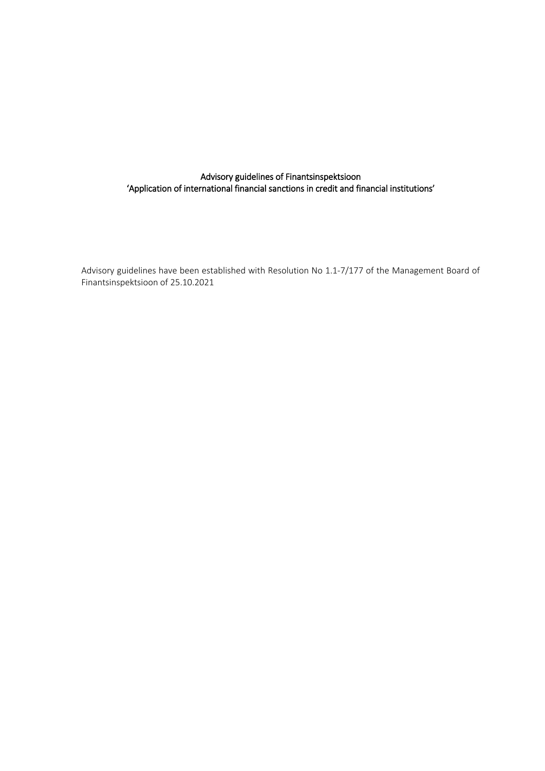# Advisory guidelines of Finantsinspektsioon 'Application of international financial sanctions in credit and financial institutions'

Advisory guidelines have been established with Resolution No 1.1-7/177 of the Management Board of Finantsinspektsioon of 25.10.2021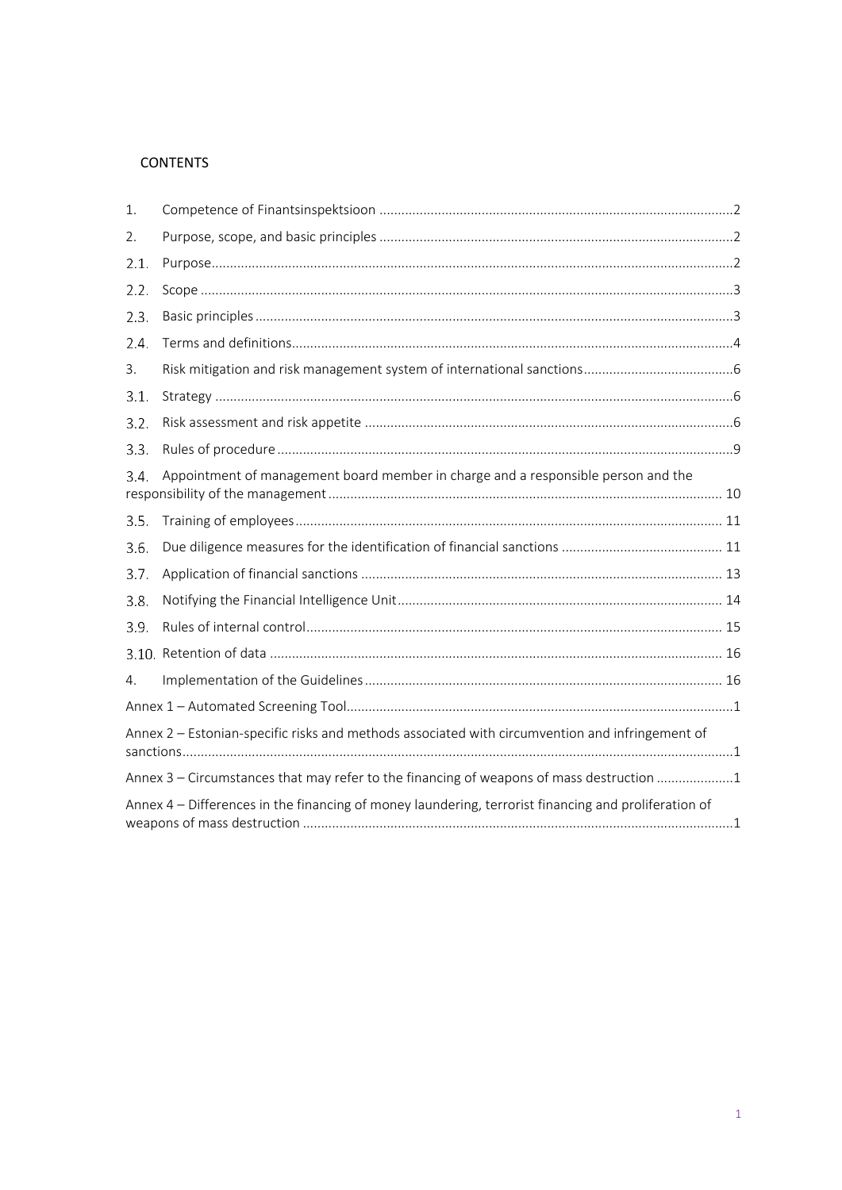CONTENTS

1. Competence of Finantsinspektsioon ........ 2
2. Purpose, scope, and basic principles ........ 2
2.1. Purpose ........ 2
2.2. Scope ........ 3
2.3. Basic principles ........ 3
2.4. Terms and definitions ........ 4
3. Risk mitigation and risk management system of international sanctions ........ 6
3.1. Strategy ........ 6
3.2. Risk assessment and risk appetite ........ 6
3.3. Rules of procedure ........ 9
3.4. Appointment of management board member in charge and a responsible person and the responsibility of the management ........ 10
3.5. Training of employees ........ 11
3.6. Due diligence measures for the identification of financial sanctions ........ 11
3.7. Application of financial sanctions ........ 13
3.8. Notifying the Financial Intelligence Unit ........ 14
3.9. Rules of internal control ........ 15
3.10. Retention of data ........ 16
4. Implementation of the Guidelines ........ 16

Annex 1 – Automated Screening Tool ........ 1

Annex 2 – Estonian-specific risks and methods associated with circumvention and infringement of sanctions ........ 1

Annex 3 – Circumstances that may refer to the financing of weapons of mass destruction ........ 1

Annex 4 – Differences in the financing of money laundering, terrorist financing and proliferation of weapons of mass destruction ........ 1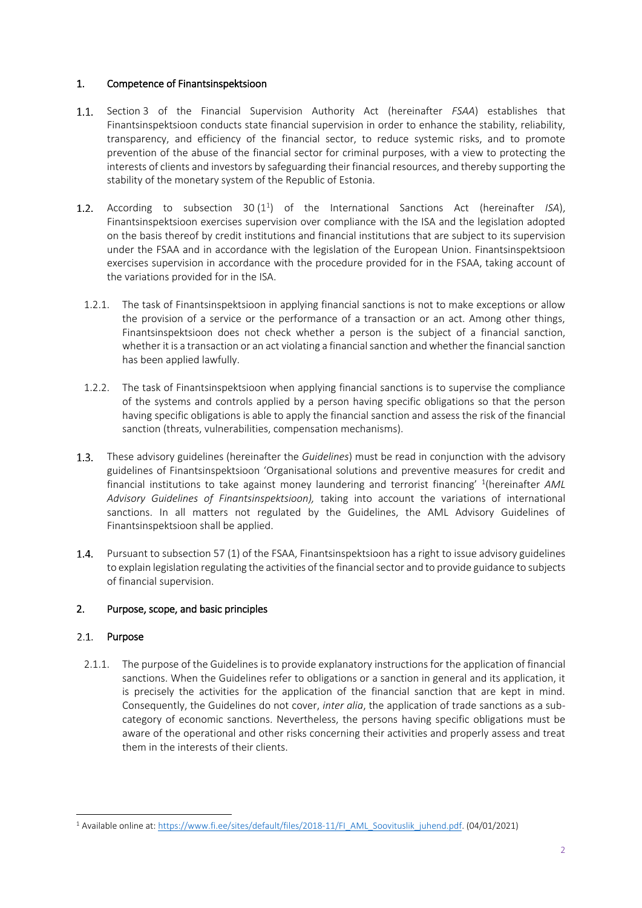## 1. Competence of Finantsinspektsioon

1.1. Section 3 of the Financial Supervision Authority Act (hereinafter *FSAA*) establishes that Finantsinspektsioon conducts state financial supervision in order to enhance the stability, reliability, transparency, and efficiency of the financial sector, to reduce systemic risks, and to promote prevention of the abuse of the financial sector for criminal purposes, with a view to protecting the interests of clients and investors by safeguarding their financial resources, and thereby supporting the stability of the monetary system of the Republic of Estonia.

1.2. According to subsection 30 (1[1]) of the International Sanctions Act (hereinafter *ISA*), Finantsinspektsioon exercises supervision over compliance with the ISA and the legislation adopted on the basis thereof by credit institutions and financial institutions that are subject to its supervision under the FSAA and in accordance with the legislation of the European Union. Finantsinspektsioon exercises supervision in accordance with the procedure provided for in the FSAA, taking account of the variations provided for in the ISA.

1.2.1. The task of Finantsinspektsioon in applying financial sanctions is not to make exceptions or allow the provision of a service or the performance of a transaction or an act. Among other things, Finantsinspektsioon does not check whether a person is the subject of a financial sanction, whether it is a transaction or an act violating a financial sanction and whether the financial sanction has been applied lawfully.

1.2.2. The task of Finantsinspektsioon when applying financial sanctions is to supervise the compliance of the systems and controls applied by a person having specific obligations so that the person having specific obligations is able to apply the financial sanction and assess the risk of the financial sanction (threats, vulnerabilities, compensation mechanisms).

1.3. These advisory guidelines (hereinafter the *Guidelines*) must be read in conjunction with the advisory guidelines of Finantsinspektsioon 'Organisational solutions and preventive measures for credit and financial institutions to take against money laundering and terrorist financing' [1](hereinafter *AML Advisory Guidelines of Finantsinspektsioon),* taking into account the variations of international sanctions. In all matters not regulated by the Guidelines, the AML Advisory Guidelines of Finantsinspektsioon shall be applied.

1.4. Pursuant to subsection 57 (1) of the FSAA, Finantsinspektsioon has a right to issue advisory guidelines to explain legislation regulating the activities of the financial sector and to provide guidance to subjects of financial supervision.

## 2. Purpose, scope, and basic principles

### 2.1. Purpose

2.1.1. The purpose of the Guidelines is to provide explanatory instructions for the application of financial sanctions. When the Guidelines refer to obligations or a sanction in general and its application, it is precisely the activities for the application of the financial sanction that are kept in mind. Consequently, the Guidelines do not cover, *inter alia*, the application of trade sanctions as a sub-category of economic sanctions. Nevertheless, the persons having specific obligations must be aware of the operational and other risks concerning their activities and properly assess and treat them in the interests of their clients.

---

[1] Available online at: https://www.fi.ee/sites/default/files/2018-11/FI_AML_Soovituslik_juhend.pdf. (04/01/2021)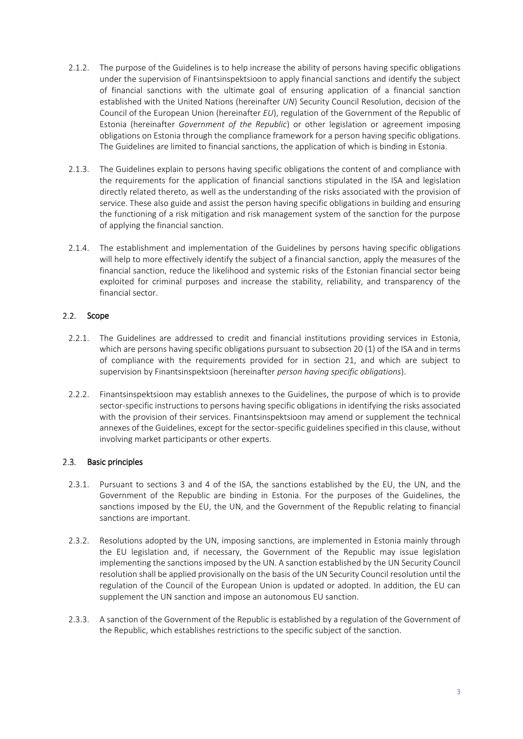2.1.2. The purpose of the Guidelines is to help increase the ability of persons having specific obligations under the supervision of Finantsinspektsioon to apply financial sanctions and identify the subject of financial sanctions with the ultimate goal of ensuring application of a financial sanction established with the United Nations (hereinafter *UN*) Security Council Resolution, decision of the Council of the European Union (hereinafter *EU*), regulation of the Government of the Republic of Estonia (hereinafter *Government of the Republic*) or other legislation or agreement imposing obligations on Estonia through the compliance framework for a person having specific obligations. The Guidelines are limited to financial sanctions, the application of which is binding in Estonia.

2.1.3. The Guidelines explain to persons having specific obligations the content of and compliance with the requirements for the application of financial sanctions stipulated in the ISA and legislation directly related thereto, as well as the understanding of the risks associated with the provision of service. These also guide and assist the person having specific obligations in building and ensuring the functioning of a risk mitigation and risk management system of the sanction for the purpose of applying the financial sanction.

2.1.4. The establishment and implementation of the Guidelines by persons having specific obligations will help to more effectively identify the subject of a financial sanction, apply the measures of the financial sanction, reduce the likelihood and systemic risks of the Estonian financial sector being exploited for criminal purposes and increase the stability, reliability, and transparency of the financial sector.

## 2.2. Scope

2.2.1. The Guidelines are addressed to credit and financial institutions providing services in Estonia, which are persons having specific obligations pursuant to subsection 20 (1) of the ISA and in terms of compliance with the requirements provided for in section 21, and which are subject to supervision by Finantsinspektsioon (hereinafter *person having specific obligations*).

2.2.2. Finantsinspektsioon may establish annexes to the Guidelines, the purpose of which is to provide sector-specific instructions to persons having specific obligations in identifying the risks associated with the provision of their services. Finantsinspektsioon may amend or supplement the technical annexes of the Guidelines, except for the sector-specific guidelines specified in this clause, without involving market participants or other experts.

## 2.3. Basic principles

2.3.1. Pursuant to sections 3 and 4 of the ISA, the sanctions established by the EU, the UN, and the Government of the Republic are binding in Estonia. For the purposes of the Guidelines, the sanctions imposed by the EU, the UN, and the Government of the Republic relating to financial sanctions are important.

2.3.2. Resolutions adopted by the UN, imposing sanctions, are implemented in Estonia mainly through the EU legislation and, if necessary, the Government of the Republic may issue legislation implementing the sanctions imposed by the UN. A sanction established by the UN Security Council resolution shall be applied provisionally on the basis of the UN Security Council resolution until the regulation of the Council of the European Union is updated or adopted. In addition, the EU can supplement the UN sanction and impose an autonomous EU sanction.

2.3.3. A sanction of the Government of the Republic is established by a regulation of the Government of the Republic, which establishes restrictions to the specific subject of the sanction.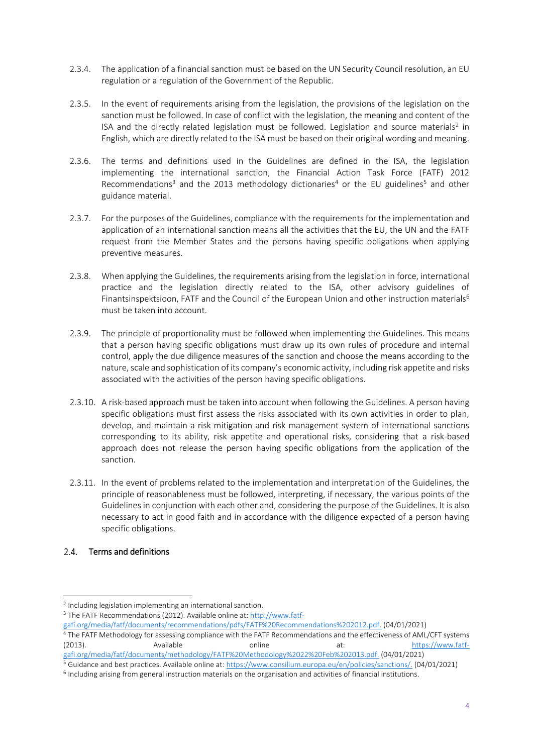2.3.4. The application of a financial sanction must be based on the UN Security Council resolution, an EU regulation or a regulation of the Government of the Republic.

2.3.5. In the event of requirements arising from the legislation, the provisions of the legislation on the sanction must be followed. In case of conflict with the legislation, the meaning and content of the ISA and the directly related legislation must be followed. Legislation and source materials[2] in English, which are directly related to the ISA must be based on their original wording and meaning.

2.3.6. The terms and definitions used in the Guidelines are defined in the ISA, the legislation implementing the international sanction, the Financial Action Task Force (FATF) 2012 Recommendations[3] and the 2013 methodology dictionaries[4] or the EU guidelines[5] and other guidance material.

2.3.7. For the purposes of the Guidelines, compliance with the requirements for the implementation and application of an international sanction means all the activities that the EU, the UN and the FATF request from the Member States and the persons having specific obligations when applying preventive measures.

2.3.8. When applying the Guidelines, the requirements arising from the legislation in force, international practice and the legislation directly related to the ISA, other advisory guidelines of Finantsinspektsioon, FATF and the Council of the European Union and other instruction materials[6] must be taken into account.

2.3.9. The principle of proportionality must be followed when implementing the Guidelines. This means that a person having specific obligations must draw up its own rules of procedure and internal control, apply the due diligence measures of the sanction and choose the means according to the nature, scale and sophistication of its company's economic activity, including risk appetite and risks associated with the activities of the person having specific obligations.

2.3.10. A risk-based approach must be taken into account when following the Guidelines. A person having specific obligations must first assess the risks associated with its own activities in order to plan, develop, and maintain a risk mitigation and risk management system of international sanctions corresponding to its ability, risk appetite and operational risks, considering that a risk-based approach does not release the person having specific obligations from the application of the sanction.

2.3.11. In the event of problems related to the implementation and interpretation of the Guidelines, the principle of reasonableness must be followed, interpreting, if necessary, the various points of the Guidelines in conjunction with each other and, considering the purpose of the Guidelines. It is also necessary to act in good faith and in accordance with the diligence expected of a person having specific obligations.

## 2.4. Terms and definitions

---

[2] Including legislation implementing an international sanction.

[3] The FATF Recommendations (2012). Available online at: http://www.fatf-gafi.org/media/fatf/documents/recommendations/pdfs/FATF%20Recommendations%202012.pdf. (04/01/2021)

[4] The FATF Methodology for assessing compliance with the FATF Recommendations and the effectiveness of AML/CFT systems (2013). Available online at: https://www.fatf-gafi.org/media/fatf/documents/methodology/FATF%20Methodology%2022%20Feb%202013.pdf. (04/01/2021)

[5] Guidance and best practices. Available online at: https://www.consilium.europa.eu/en/policies/sanctions/. (04/01/2021)

[6] Including arising from general instruction materials on the organisation and activities of financial institutions.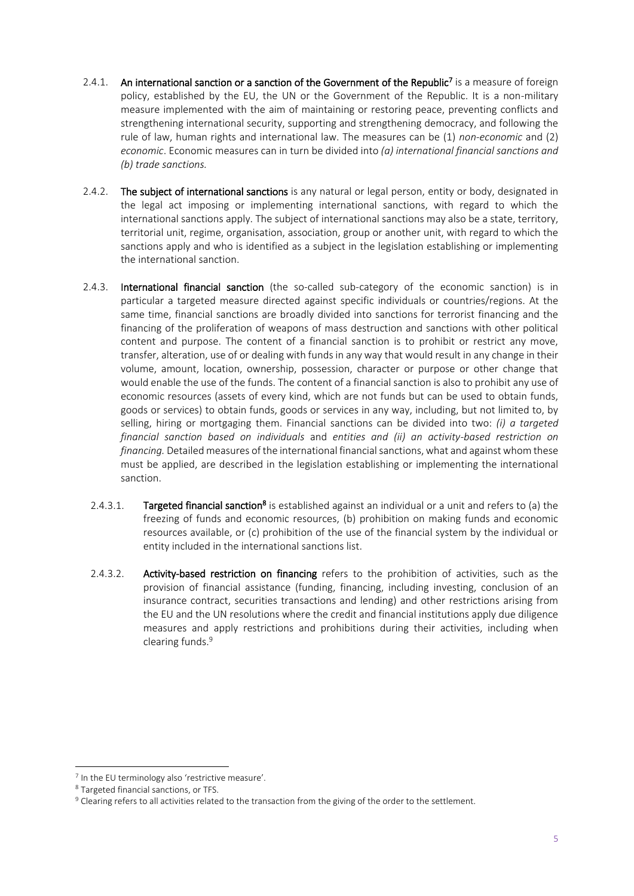2.4.1. **An international sanction or a sanction of the Government of the Republic**[7] is a measure of foreign policy, established by the EU, the UN or the Government of the Republic. It is a non-military measure implemented with the aim of maintaining or restoring peace, preventing conflicts and strengthening international security, supporting and strengthening democracy, and following the rule of law, human rights and international law. The measures can be (1) *non-economic* and (2) *economic*. Economic measures can in turn be divided into *(a) international financial sanctions and (b) trade sanctions.*

2.4.2. **The subject of international sanctions** is any natural or legal person, entity or body, designated in the legal act imposing or implementing international sanctions, with regard to which the international sanctions apply. The subject of international sanctions may also be a state, territory, territorial unit, regime, organisation, association, group or another unit, with regard to which the sanctions apply and who is identified as a subject in the legislation establishing or implementing the international sanction.

2.4.3. **International financial sanction** (the so-called sub-category of the economic sanction) is in particular a targeted measure directed against specific individuals or countries/regions. At the same time, financial sanctions are broadly divided into sanctions for terrorist financing and the financing of the proliferation of weapons of mass destruction and sanctions with other political content and purpose. The content of a financial sanction is to prohibit or restrict any move, transfer, alteration, use of or dealing with funds in any way that would result in any change in their volume, amount, location, ownership, possession, character or purpose or other change that would enable the use of the funds. The content of a financial sanction is also to prohibit any use of economic resources (assets of every kind, which are not funds but can be used to obtain funds, goods or services) to obtain funds, goods or services in any way, including, but not limited to, by selling, hiring or mortgaging them. Financial sanctions can be divided into two: *(i) a targeted financial sanction based on individuals* and *entities and (ii) an activity-based restriction on financing.* Detailed measures of the international financial sanctions, what and against whom these must be applied, are described in the legislation establishing or implementing the international sanction.

2.4.3.1. **Targeted financial sanction**[8] is established against an individual or a unit and refers to (a) the freezing of funds and economic resources, (b) prohibition on making funds and economic resources available, or (c) prohibition of the use of the financial system by the individual or entity included in the international sanctions list.

2.4.3.2. **Activity-based restriction on financing** refers to the prohibition of activities, such as the provision of financial assistance (funding, financing, including investing, conclusion of an insurance contract, securities transactions and lending) and other restrictions arising from the EU and the UN resolutions where the credit and financial institutions apply due diligence measures and apply restrictions and prohibitions during their activities, including when clearing funds.[9]

---

[7] In the EU terminology also 'restrictive measure'.

[8] Targeted financial sanctions, or TFS.

[9] Clearing refers to all activities related to the transaction from the giving of the order to the settlement.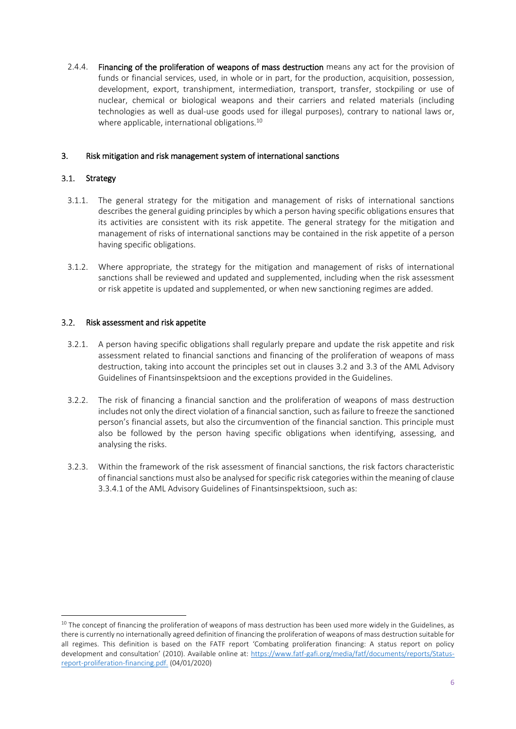2.4.4. **Financing of the proliferation of weapons of mass destruction** means any act for the provision of funds or financial services, used, in whole or in part, for the production, acquisition, possession, development, export, transhipment, intermediation, transport, transfer, stockpiling or use of nuclear, chemical or biological weapons and their carriers and related materials (including technologies as well as dual-use goods used for illegal purposes), contrary to national laws or, where applicable, international obligations.[10]

## 3. Risk mitigation and risk management system of international sanctions

### 3.1. Strategy

3.1.1. The general strategy for the mitigation and management of risks of international sanctions describes the general guiding principles by which a person having specific obligations ensures that its activities are consistent with its risk appetite. The general strategy for the mitigation and management of risks of international sanctions may be contained in the risk appetite of a person having specific obligations.

3.1.2. Where appropriate, the strategy for the mitigation and management of risks of international sanctions shall be reviewed and updated and supplemented, including when the risk assessment or risk appetite is updated and supplemented, or when new sanctioning regimes are added.

### 3.2. Risk assessment and risk appetite

3.2.1. A person having specific obligations shall regularly prepare and update the risk appetite and risk assessment related to financial sanctions and financing of the proliferation of weapons of mass destruction, taking into account the principles set out in clauses 3.2 and 3.3 of the AML Advisory Guidelines of Finantsinspektsioon and the exceptions provided in the Guidelines.

3.2.2. The risk of financing a financial sanction and the proliferation of weapons of mass destruction includes not only the direct violation of a financial sanction, such as failure to freeze the sanctioned person's financial assets, but also the circumvention of the financial sanction. This principle must also be followed by the person having specific obligations when identifying, assessing, and analysing the risks.

3.2.3. Within the framework of the risk assessment of financial sanctions, the risk factors characteristic of financial sanctions must also be analysed for specific risk categories within the meaning of clause 3.3.4.1 of the AML Advisory Guidelines of Finantsinspektsioon, such as:

---

[10] The concept of financing the proliferation of weapons of mass destruction has been used more widely in the Guidelines, as there is currently no internationally agreed definition of financing the proliferation of weapons of mass destruction suitable for all regimes. This definition is based on the FATF report 'Combating proliferation financing: A status report on policy development and consultation' (2010). Available online at: https://www.fatf-gafi.org/media/fatf/documents/reports/Status-report-proliferation-financing.pdf. (04/01/2020)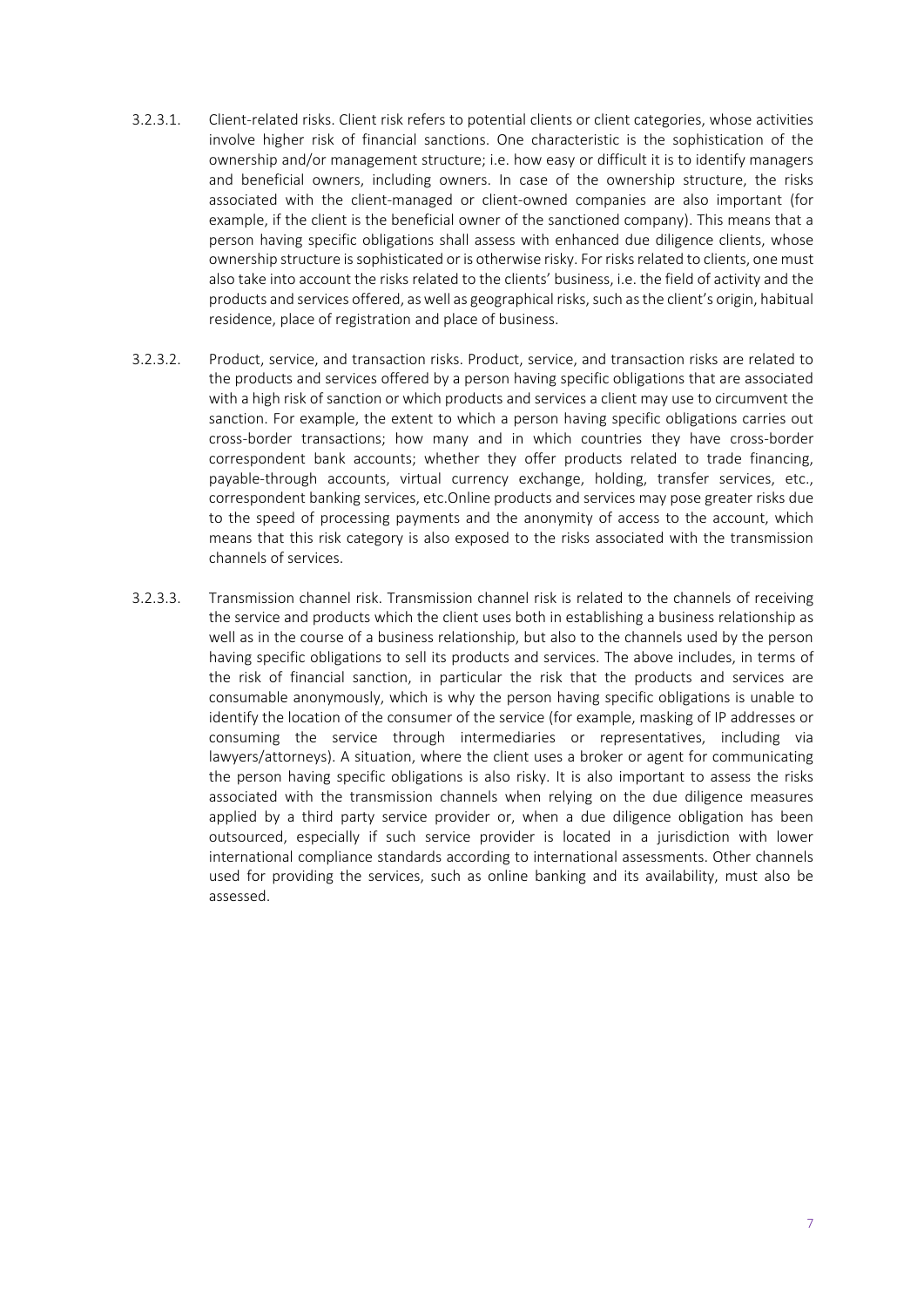3.2.3.1. Client-related risks. Client risk refers to potential clients or client categories, whose activities involve higher risk of financial sanctions. One characteristic is the sophistication of the ownership and/or management structure; i.e. how easy or difficult it is to identify managers and beneficial owners, including owners. In case of the ownership structure, the risks associated with the client-managed or client-owned companies are also important (for example, if the client is the beneficial owner of the sanctioned company). This means that a person having specific obligations shall assess with enhanced due diligence clients, whose ownership structure is sophisticated or is otherwise risky. For risks related to clients, one must also take into account the risks related to the clients' business, i.e. the field of activity and the products and services offered, as well as geographical risks, such as the client's origin, habitual residence, place of registration and place of business.

3.2.3.2. Product, service, and transaction risks. Product, service, and transaction risks are related to the products and services offered by a person having specific obligations that are associated with a high risk of sanction or which products and services a client may use to circumvent the sanction. For example, the extent to which a person having specific obligations carries out cross-border transactions; how many and in which countries they have cross-border correspondent bank accounts; whether they offer products related to trade financing, payable-through accounts, virtual currency exchange, holding, transfer services, etc., correspondent banking services, etc.Online products and services may pose greater risks due to the speed of processing payments and the anonymity of access to the account, which means that this risk category is also exposed to the risks associated with the transmission channels of services.

3.2.3.3. Transmission channel risk. Transmission channel risk is related to the channels of receiving the service and products which the client uses both in establishing a business relationship as well as in the course of a business relationship, but also to the channels used by the person having specific obligations to sell its products and services. The above includes, in terms of the risk of financial sanction, in particular the risk that the products and services are consumable anonymously, which is why the person having specific obligations is unable to identify the location of the consumer of the service (for example, masking of IP addresses or consuming the service through intermediaries or representatives, including via lawyers/attorneys). A situation, where the client uses a broker or agent for communicating the person having specific obligations is also risky. It is also important to assess the risks associated with the transmission channels when relying on the due diligence measures applied by a third party service provider or, when a due diligence obligation has been outsourced, especially if such service provider is located in a jurisdiction with lower international compliance standards according to international assessments. Other channels used for providing the services, such as online banking and its availability, must also be assessed.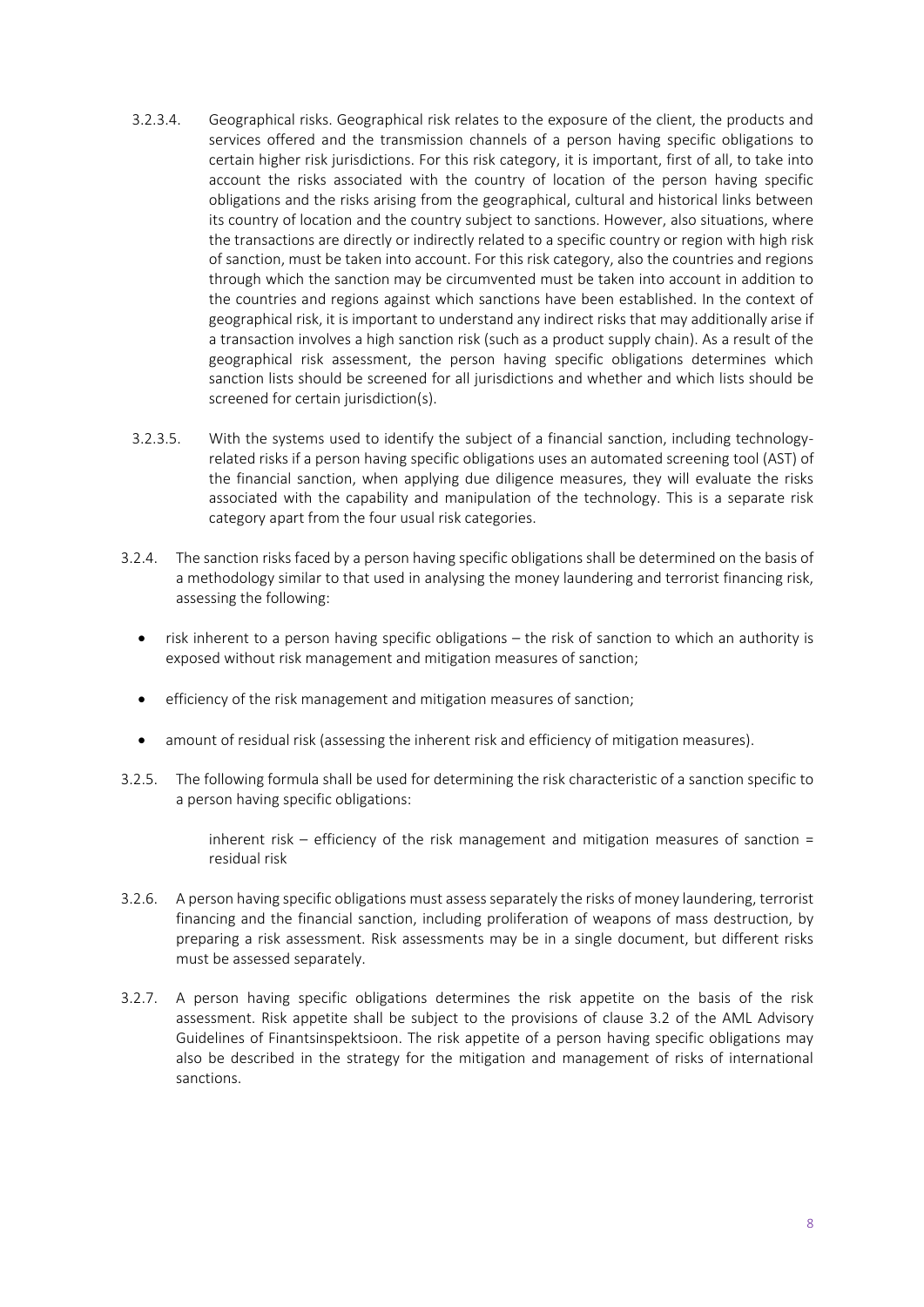3.2.3.4. Geographical risks. Geographical risk relates to the exposure of the client, the products and services offered and the transmission channels of a person having specific obligations to certain higher risk jurisdictions. For this risk category, it is important, first of all, to take into account the risks associated with the country of location of the person having specific obligations and the risks arising from the geographical, cultural and historical links between its country of location and the country subject to sanctions. However, also situations, where the transactions are directly or indirectly related to a specific country or region with high risk of sanction, must be taken into account. For this risk category, also the countries and regions through which the sanction may be circumvented must be taken into account in addition to the countries and regions against which sanctions have been established. In the context of geographical risk, it is important to understand any indirect risks that may additionally arise if a transaction involves a high sanction risk (such as a product supply chain). As a result of the geographical risk assessment, the person having specific obligations determines which sanction lists should be screened for all jurisdictions and whether and which lists should be screened for certain jurisdiction(s).

3.2.3.5. With the systems used to identify the subject of a financial sanction, including technology-related risks if a person having specific obligations uses an automated screening tool (AST) of the financial sanction, when applying due diligence measures, they will evaluate the risks associated with the capability and manipulation of the technology. This is a separate risk category apart from the four usual risk categories.

3.2.4. The sanction risks faced by a person having specific obligations shall be determined on the basis of a methodology similar to that used in analysing the money laundering and terrorist financing risk, assessing the following:

- risk inherent to a person having specific obligations – the risk of sanction to which an authority is exposed without risk management and mitigation measures of sanction;
- efficiency of the risk management and mitigation measures of sanction;
- amount of residual risk (assessing the inherent risk and efficiency of mitigation measures).

3.2.5. The following formula shall be used for determining the risk characteristic of a sanction specific to a person having specific obligations:

> inherent risk – efficiency of the risk management and mitigation measures of sanction = residual risk

3.2.6. A person having specific obligations must assess separately the risks of money laundering, terrorist financing and the financial sanction, including proliferation of weapons of mass destruction, by preparing a risk assessment. Risk assessments may be in a single document, but different risks must be assessed separately.

3.2.7. A person having specific obligations determines the risk appetite on the basis of the risk assessment. Risk appetite shall be subject to the provisions of clause 3.2 of the AML Advisory Guidelines of Finantsinspektsioon. The risk appetite of a person having specific obligations may also be described in the strategy for the mitigation and management of risks of international sanctions.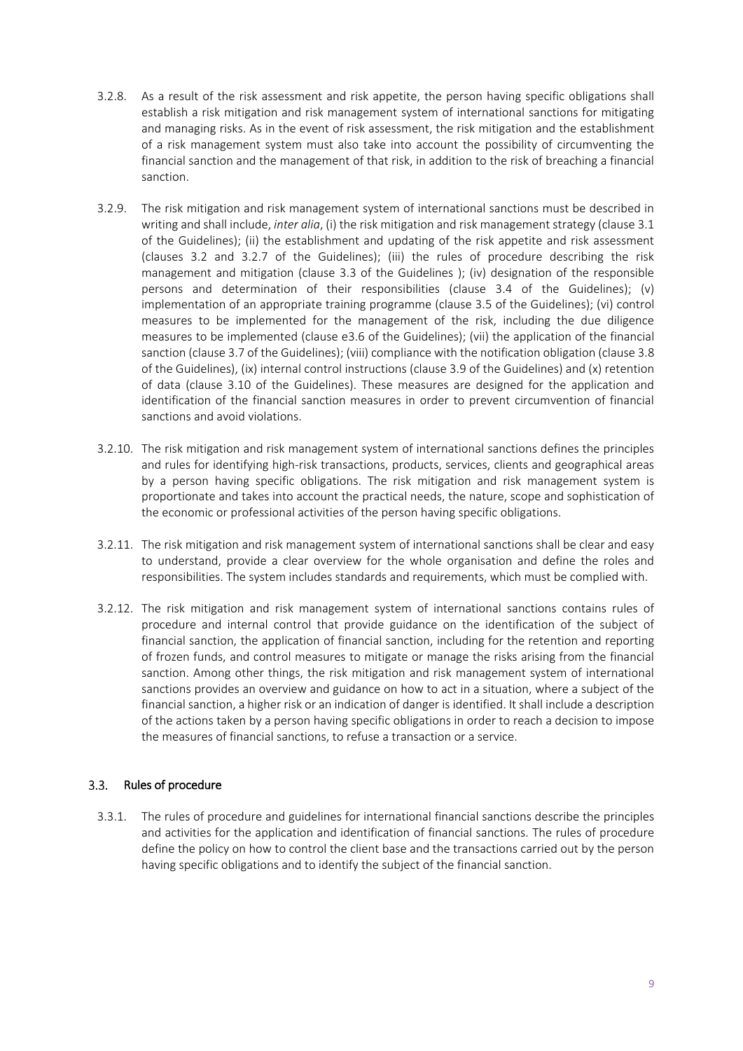3.2.8. As a result of the risk assessment and risk appetite, the person having specific obligations shall establish a risk mitigation and risk management system of international sanctions for mitigating and managing risks. As in the event of risk assessment, the risk mitigation and the establishment of a risk management system must also take into account the possibility of circumventing the financial sanction and the management of that risk, in addition to the risk of breaching a financial sanction.

3.2.9. The risk mitigation and risk management system of international sanctions must be described in writing and shall include, *inter alia*, (i) the risk mitigation and risk management strategy (clause 3.1 of the Guidelines); (ii) the establishment and updating of the risk appetite and risk assessment (clauses 3.2 and 3.2.7 of the Guidelines); (iii) the rules of procedure describing the risk management and mitigation (clause 3.3 of the Guidelines ); (iv) designation of the responsible persons and determination of their responsibilities (clause 3.4 of the Guidelines); (v) implementation of an appropriate training programme (clause 3.5 of the Guidelines); (vi) control measures to be implemented for the management of the risk, including the due diligence measures to be implemented (clause e3.6 of the Guidelines); (vii) the application of the financial sanction (clause 3.7 of the Guidelines); (viii) compliance with the notification obligation (clause 3.8 of the Guidelines), (ix) internal control instructions (clause 3.9 of the Guidelines) and (x) retention of data (clause 3.10 of the Guidelines). These measures are designed for the application and identification of the financial sanction measures in order to prevent circumvention of financial sanctions and avoid violations.

3.2.10. The risk mitigation and risk management system of international sanctions defines the principles and rules for identifying high-risk transactions, products, services, clients and geographical areas by a person having specific obligations. The risk mitigation and risk management system is proportionate and takes into account the practical needs, the nature, scope and sophistication of the economic or professional activities of the person having specific obligations.

3.2.11. The risk mitigation and risk management system of international sanctions shall be clear and easy to understand, provide a clear overview for the whole organisation and define the roles and responsibilities. The system includes standards and requirements, which must be complied with.

3.2.12. The risk mitigation and risk management system of international sanctions contains rules of procedure and internal control that provide guidance on the identification of the subject of financial sanction, the application of financial sanction, including for the retention and reporting of frozen funds, and control measures to mitigate or manage the risks arising from the financial sanction. Among other things, the risk mitigation and risk management system of international sanctions provides an overview and guidance on how to act in a situation, where a subject of the financial sanction, a higher risk or an indication of danger is identified. It shall include a description of the actions taken by a person having specific obligations in order to reach a decision to impose the measures of financial sanctions, to refuse a transaction or a service.

### 3.3. Rules of procedure

3.3.1. The rules of procedure and guidelines for international financial sanctions describe the principles and activities for the application and identification of financial sanctions. The rules of procedure define the policy on how to control the client base and the transactions carried out by the person having specific obligations and to identify the subject of the financial sanction.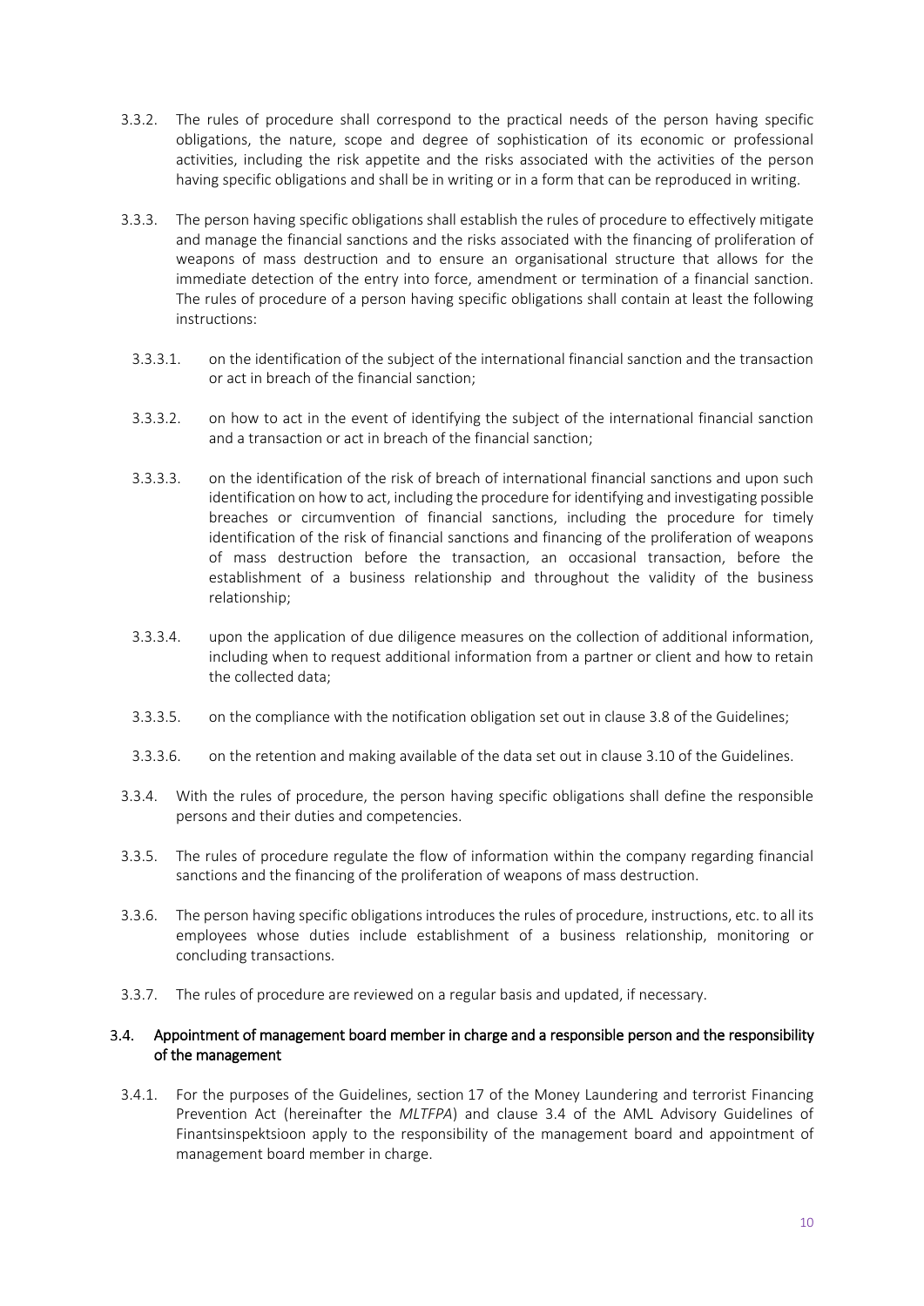3.3.2. The rules of procedure shall correspond to the practical needs of the person having specific obligations, the nature, scope and degree of sophistication of its economic or professional activities, including the risk appetite and the risks associated with the activities of the person having specific obligations and shall be in writing or in a form that can be reproduced in writing.

3.3.3. The person having specific obligations shall establish the rules of procedure to effectively mitigate and manage the financial sanctions and the risks associated with the financing of proliferation of weapons of mass destruction and to ensure an organisational structure that allows for the immediate detection of the entry into force, amendment or termination of a financial sanction. The rules of procedure of a person having specific obligations shall contain at least the following instructions:

3.3.3.1. on the identification of the subject of the international financial sanction and the transaction or act in breach of the financial sanction;

3.3.3.2. on how to act in the event of identifying the subject of the international financial sanction and a transaction or act in breach of the financial sanction;

3.3.3.3. on the identification of the risk of breach of international financial sanctions and upon such identification on how to act, including the procedure for identifying and investigating possible breaches or circumvention of financial sanctions, including the procedure for timely identification of the risk of financial sanctions and financing of the proliferation of weapons of mass destruction before the transaction, an occasional transaction, before the establishment of a business relationship and throughout the validity of the business relationship;

3.3.3.4. upon the application of due diligence measures on the collection of additional information, including when to request additional information from a partner or client and how to retain the collected data;

3.3.3.5. on the compliance with the notification obligation set out in clause 3.8 of the Guidelines;

3.3.3.6. on the retention and making available of the data set out in clause 3.10 of the Guidelines.

3.3.4. With the rules of procedure, the person having specific obligations shall define the responsible persons and their duties and competencies.

3.3.5. The rules of procedure regulate the flow of information within the company regarding financial sanctions and the financing of the proliferation of weapons of mass destruction.

3.3.6. The person having specific obligations introduces the rules of procedure, instructions, etc. to all its employees whose duties include establishment of a business relationship, monitoring or concluding transactions.

3.3.7. The rules of procedure are reviewed on a regular basis and updated, if necessary.

### 3.4. Appointment of management board member in charge and a responsible person and the responsibility of the management

3.4.1. For the purposes of the Guidelines, section 17 of the Money Laundering and terrorist Financing Prevention Act (hereinafter the *MLTFPA*) and clause 3.4 of the AML Advisory Guidelines of Finantsinspektsioon apply to the responsibility of the management board and appointment of management board member in charge.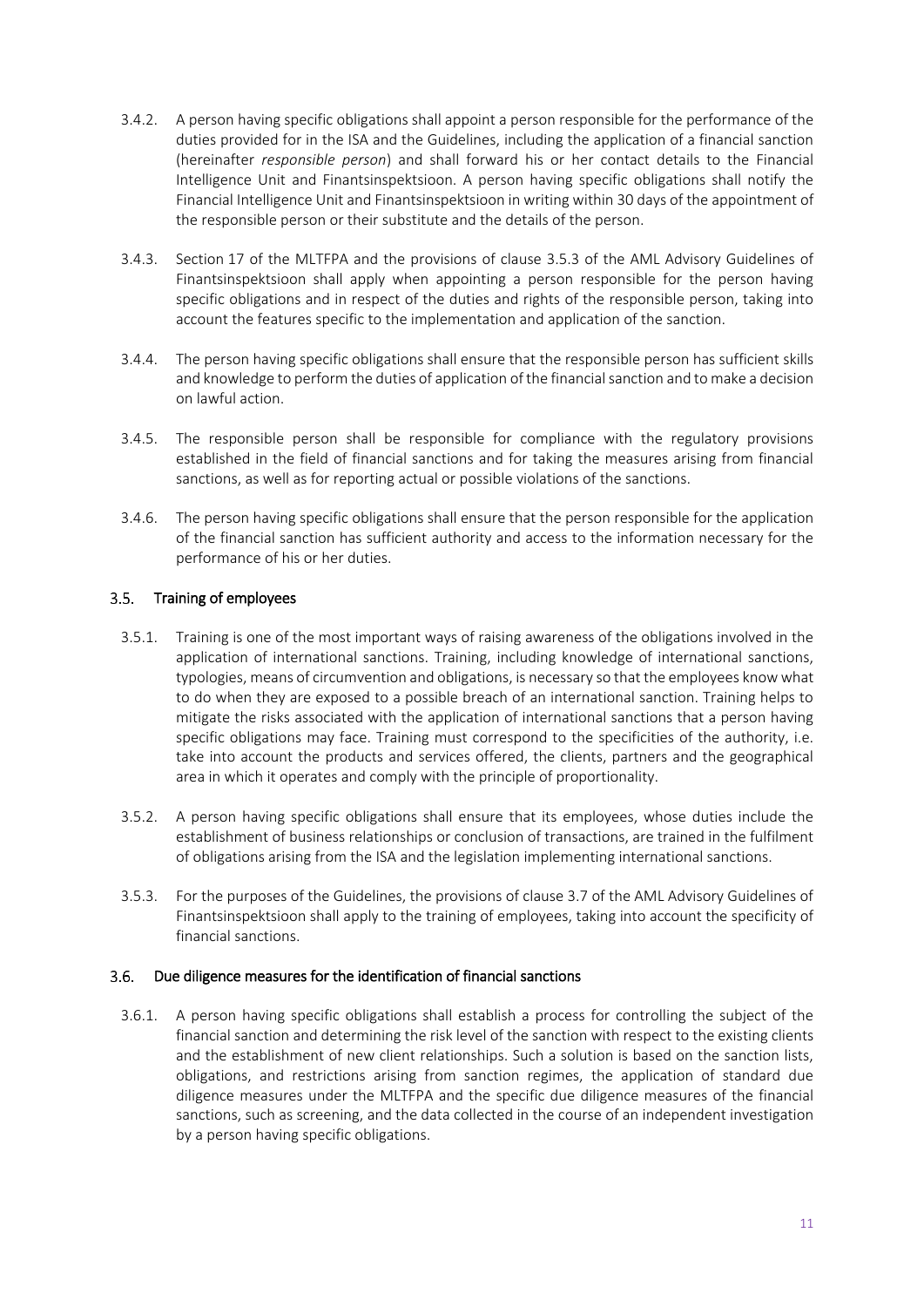3.4.2. A person having specific obligations shall appoint a person responsible for the performance of the duties provided for in the ISA and the Guidelines, including the application of a financial sanction (hereinafter *responsible person*) and shall forward his or her contact details to the Financial Intelligence Unit and Finantsinspektsioon. A person having specific obligations shall notify the Financial Intelligence Unit and Finantsinspektsioon in writing within 30 days of the appointment of the responsible person or their substitute and the details of the person.

3.4.3. Section 17 of the MLTFPA and the provisions of clause 3.5.3 of the AML Advisory Guidelines of Finantsinspektsioon shall apply when appointing a person responsible for the person having specific obligations and in respect of the duties and rights of the responsible person, taking into account the features specific to the implementation and application of the sanction.

3.4.4. The person having specific obligations shall ensure that the responsible person has sufficient skills and knowledge to perform the duties of application of the financial sanction and to make a decision on lawful action.

3.4.5. The responsible person shall be responsible for compliance with the regulatory provisions established in the field of financial sanctions and for taking the measures arising from financial sanctions, as well as for reporting actual or possible violations of the sanctions.

3.4.6. The person having specific obligations shall ensure that the person responsible for the application of the financial sanction has sufficient authority and access to the information necessary for the performance of his or her duties.

## 3.5. Training of employees

3.5.1. Training is one of the most important ways of raising awareness of the obligations involved in the application of international sanctions. Training, including knowledge of international sanctions, typologies, means of circumvention and obligations, is necessary so that the employees know what to do when they are exposed to a possible breach of an international sanction. Training helps to mitigate the risks associated with the application of international sanctions that a person having specific obligations may face. Training must correspond to the specificities of the authority, i.e. take into account the products and services offered, the clients, partners and the geographical area in which it operates and comply with the principle of proportionality.

3.5.2. A person having specific obligations shall ensure that its employees, whose duties include the establishment of business relationships or conclusion of transactions, are trained in the fulfilment of obligations arising from the ISA and the legislation implementing international sanctions.

3.5.3. For the purposes of the Guidelines, the provisions of clause 3.7 of the AML Advisory Guidelines of Finantsinspektsioon shall apply to the training of employees, taking into account the specificity of financial sanctions.

## 3.6. Due diligence measures for the identification of financial sanctions

3.6.1. A person having specific obligations shall establish a process for controlling the subject of the financial sanction and determining the risk level of the sanction with respect to the existing clients and the establishment of new client relationships. Such a solution is based on the sanction lists, obligations, and restrictions arising from sanction regimes, the application of standard due diligence measures under the MLTFPA and the specific due diligence measures of the financial sanctions, such as screening, and the data collected in the course of an independent investigation by a person having specific obligations.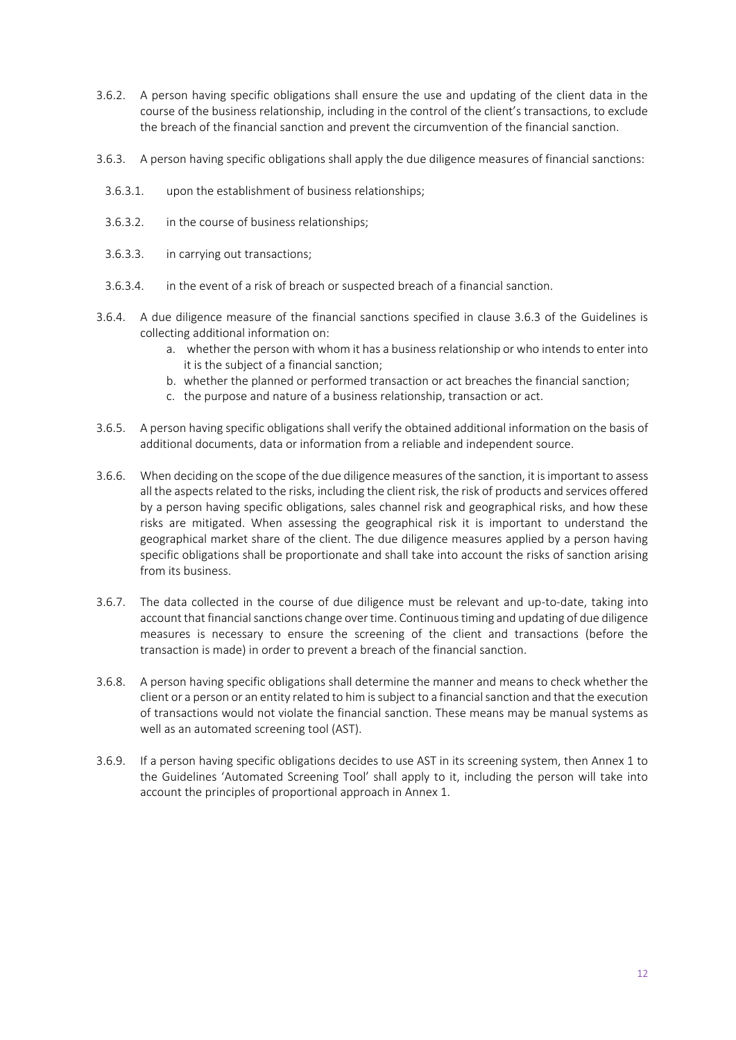3.6.2. A person having specific obligations shall ensure the use and updating of the client data in the course of the business relationship, including in the control of the client's transactions, to exclude the breach of the financial sanction and prevent the circumvention of the financial sanction.

3.6.3. A person having specific obligations shall apply the due diligence measures of financial sanctions:

3.6.3.1. upon the establishment of business relationships;

3.6.3.2. in the course of business relationships;

3.6.3.3. in carrying out transactions;

3.6.3.4. in the event of a risk of breach or suspected breach of a financial sanction.

3.6.4. A due diligence measure of the financial sanctions specified in clause 3.6.3 of the Guidelines is collecting additional information on:

a. whether the person with whom it has a business relationship or who intends to enter into it is the subject of a financial sanction;
b. whether the planned or performed transaction or act breaches the financial sanction;
c. the purpose and nature of a business relationship, transaction or act.

3.6.5. A person having specific obligations shall verify the obtained additional information on the basis of additional documents, data or information from a reliable and independent source.

3.6.6. When deciding on the scope of the due diligence measures of the sanction, it is important to assess all the aspects related to the risks, including the client risk, the risk of products and services offered by a person having specific obligations, sales channel risk and geographical risks, and how these risks are mitigated. When assessing the geographical risk it is important to understand the geographical market share of the client. The due diligence measures applied by a person having specific obligations shall be proportionate and shall take into account the risks of sanction arising from its business.

3.6.7. The data collected in the course of due diligence must be relevant and up-to-date, taking into account that financial sanctions change over time. Continuous timing and updating of due diligence measures is necessary to ensure the screening of the client and transactions (before the transaction is made) in order to prevent a breach of the financial sanction.

3.6.8. A person having specific obligations shall determine the manner and means to check whether the client or a person or an entity related to him is subject to a financial sanction and that the execution of transactions would not violate the financial sanction. These means may be manual systems as well as an automated screening tool (AST).

3.6.9. If a person having specific obligations decides to use AST in its screening system, then Annex 1 to the Guidelines 'Automated Screening Tool' shall apply to it, including the person will take into account the principles of proportional approach in Annex 1.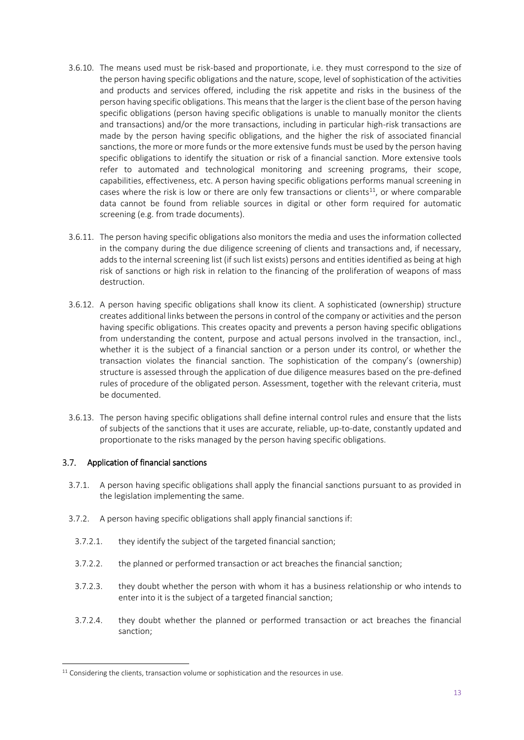3.6.10. The means used must be risk-based and proportionate, i.e. they must correspond to the size of the person having specific obligations and the nature, scope, level of sophistication of the activities and products and services offered, including the risk appetite and risks in the business of the person having specific obligations. This means that the larger is the client base of the person having specific obligations (person having specific obligations is unable to manually monitor the clients and transactions) and/or the more transactions, including in particular high-risk transactions are made by the person having specific obligations, and the higher the risk of associated financial sanctions, the more or more funds or the more extensive funds must be used by the person having specific obligations to identify the situation or risk of a financial sanction. More extensive tools refer to automated and technological monitoring and screening programs, their scope, capabilities, effectiveness, etc. A person having specific obligations performs manual screening in cases where the risk is low or there are only few transactions or clients[11], or where comparable data cannot be found from reliable sources in digital or other form required for automatic screening (e.g. from trade documents).

3.6.11. The person having specific obligations also monitors the media and uses the information collected in the company during the due diligence screening of clients and transactions and, if necessary, adds to the internal screening list (if such list exists) persons and entities identified as being at high risk of sanctions or high risk in relation to the financing of the proliferation of weapons of mass destruction.

3.6.12. A person having specific obligations shall know its client. A sophisticated (ownership) structure creates additional links between the persons in control of the company or activities and the person having specific obligations. This creates opacity and prevents a person having specific obligations from understanding the content, purpose and actual persons involved in the transaction, incl., whether it is the subject of a financial sanction or a person under its control, or whether the transaction violates the financial sanction. The sophistication of the company's (ownership) structure is assessed through the application of due diligence measures based on the pre-defined rules of procedure of the obligated person. Assessment, together with the relevant criteria, must be documented.

3.6.13. The person having specific obligations shall define internal control rules and ensure that the lists of subjects of the sanctions that it uses are accurate, reliable, up-to-date, constantly updated and proportionate to the risks managed by the person having specific obligations.

### 3.7. Application of financial sanctions

3.7.1. A person having specific obligations shall apply the financial sanctions pursuant to as provided in the legislation implementing the same.

3.7.2. A person having specific obligations shall apply financial sanctions if:

3.7.2.1. they identify the subject of the targeted financial sanction;

3.7.2.2. the planned or performed transaction or act breaches the financial sanction;

3.7.2.3. they doubt whether the person with whom it has a business relationship or who intends to enter into it is the subject of a targeted financial sanction;

3.7.2.4. they doubt whether the planned or performed transaction or act breaches the financial sanction;

---

[11] Considering the clients, transaction volume or sophistication and the resources in use.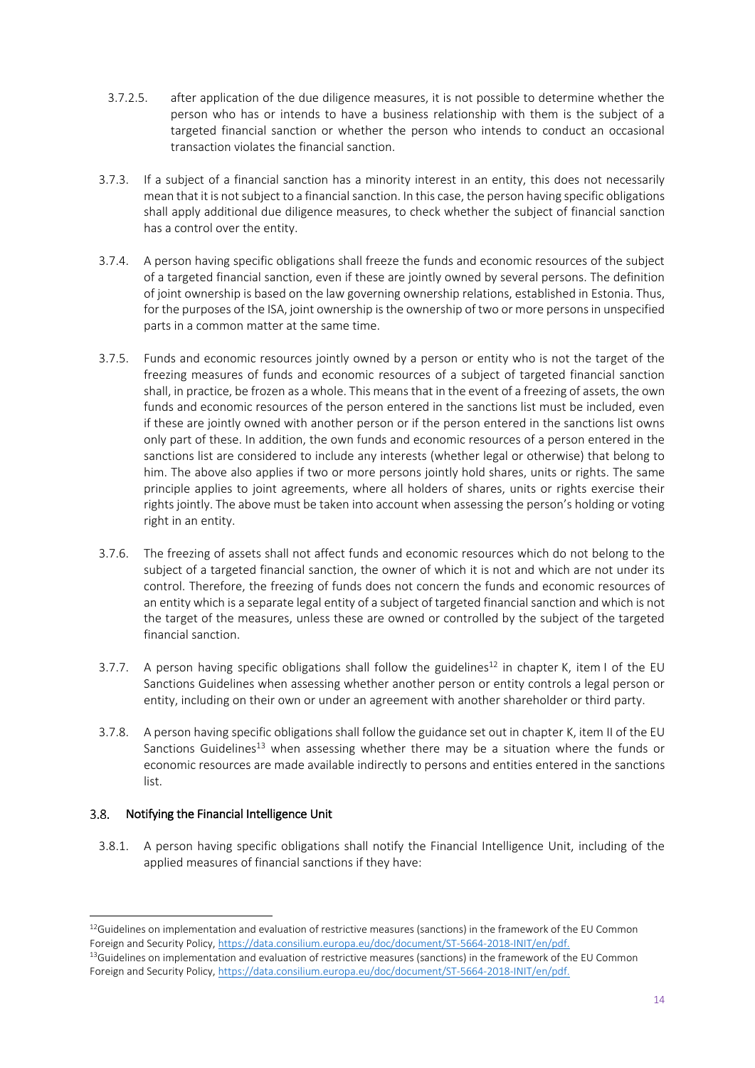3.7.2.5. after application of the due diligence measures, it is not possible to determine whether the person who has or intends to have a business relationship with them is the subject of a targeted financial sanction or whether the person who intends to conduct an occasional transaction violates the financial sanction.

3.7.3. If a subject of a financial sanction has a minority interest in an entity, this does not necessarily mean that it is not subject to a financial sanction. In this case, the person having specific obligations shall apply additional due diligence measures, to check whether the subject of financial sanction has a control over the entity.

3.7.4. A person having specific obligations shall freeze the funds and economic resources of the subject of a targeted financial sanction, even if these are jointly owned by several persons. The definition of joint ownership is based on the law governing ownership relations, established in Estonia. Thus, for the purposes of the ISA, joint ownership is the ownership of two or more persons in unspecified parts in a common matter at the same time.

3.7.5. Funds and economic resources jointly owned by a person or entity who is not the target of the freezing measures of funds and economic resources of a subject of targeted financial sanction shall, in practice, be frozen as a whole. This means that in the event of a freezing of assets, the own funds and economic resources of the person entered in the sanctions list must be included, even if these are jointly owned with another person or if the person entered in the sanctions list owns only part of these. In addition, the own funds and economic resources of a person entered in the sanctions list are considered to include any interests (whether legal or otherwise) that belong to him. The above also applies if two or more persons jointly hold shares, units or rights. The same principle applies to joint agreements, where all holders of shares, units or rights exercise their rights jointly. The above must be taken into account when assessing the person's holding or voting right in an entity.

3.7.6. The freezing of assets shall not affect funds and economic resources which do not belong to the subject of a targeted financial sanction, the owner of which it is not and which are not under its control. Therefore, the freezing of funds does not concern the funds and economic resources of an entity which is a separate legal entity of a subject of targeted financial sanction and which is not the target of the measures, unless these are owned or controlled by the subject of the targeted financial sanction.

3.7.7. A person having specific obligations shall follow the guidelines[12] in chapter K, item I of the EU Sanctions Guidelines when assessing whether another person or entity controls a legal person or entity, including on their own or under an agreement with another shareholder or third party.

3.7.8. A person having specific obligations shall follow the guidance set out in chapter K, item II of the EU Sanctions Guidelines[13] when assessing whether there may be a situation where the funds or economic resources are made available indirectly to persons and entities entered in the sanctions list.

## 3.8. Notifying the Financial Intelligence Unit

3.8.1. A person having specific obligations shall notify the Financial Intelligence Unit, including of the applied measures of financial sanctions if they have:

---

[12] Guidelines on implementation and evaluation of restrictive measures (sanctions) in the framework of the EU Common Foreign and Security Policy, https://data.consilium.europa.eu/doc/document/ST-5664-2018-INIT/en/pdf.

[13] Guidelines on implementation and evaluation of restrictive measures (sanctions) in the framework of the EU Common Foreign and Security Policy, https://data.consilium.europa.eu/doc/document/ST-5664-2018-INIT/en/pdf.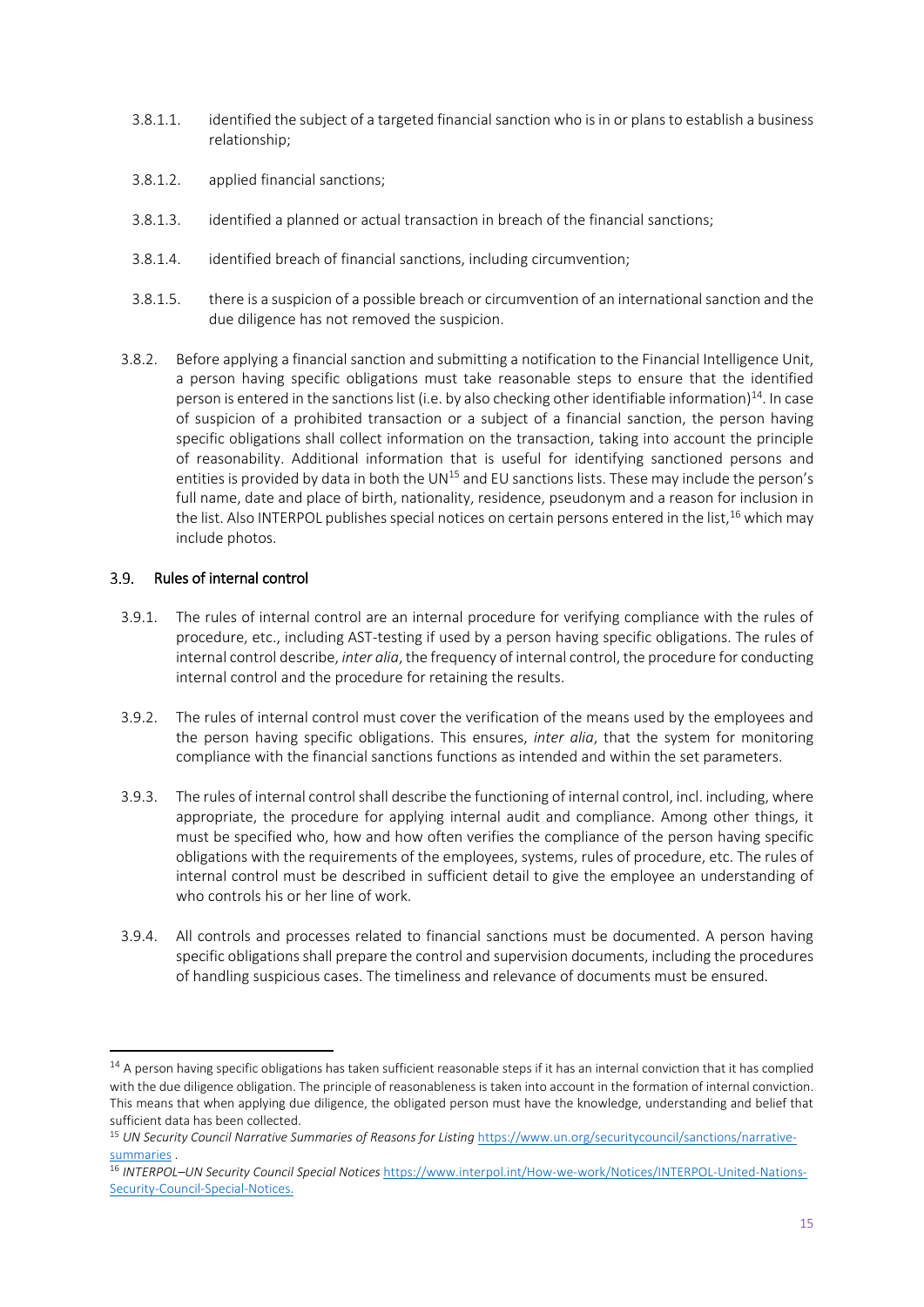3.8.1.1. identified the subject of a targeted financial sanction who is in or plans to establish a business relationship;

3.8.1.2. applied financial sanctions;

3.8.1.3. identified a planned or actual transaction in breach of the financial sanctions;

3.8.1.4. identified breach of financial sanctions, including circumvention;

3.8.1.5. there is a suspicion of a possible breach or circumvention of an international sanction and the due diligence has not removed the suspicion.

3.8.2. Before applying a financial sanction and submitting a notification to the Financial Intelligence Unit, a person having specific obligations must take reasonable steps to ensure that the identified person is entered in the sanctions list (i.e. by also checking other identifiable information)[14]. In case of suspicion of a prohibited transaction or a subject of a financial sanction, the person having specific obligations shall collect information on the transaction, taking into account the principle of reasonability. Additional information that is useful for identifying sanctioned persons and entities is provided by data in both the UN[15] and EU sanctions lists. These may include the person's full name, date and place of birth, nationality, residence, pseudonym and a reason for inclusion in the list. Also INTERPOL publishes special notices on certain persons entered in the list,[16] which may include photos.

### 3.9. Rules of internal control

3.9.1. The rules of internal control are an internal procedure for verifying compliance with the rules of procedure, etc., including AST-testing if used by a person having specific obligations. The rules of internal control describe, *inter alia*, the frequency of internal control, the procedure for conducting internal control and the procedure for retaining the results.

3.9.2. The rules of internal control must cover the verification of the means used by the employees and the person having specific obligations. This ensures, *inter alia*, that the system for monitoring compliance with the financial sanctions functions as intended and within the set parameters.

3.9.3. The rules of internal control shall describe the functioning of internal control, incl. including, where appropriate, the procedure for applying internal audit and compliance. Among other things, it must be specified who, how and how often verifies the compliance of the person having specific obligations with the requirements of the employees, systems, rules of procedure, etc. The rules of internal control must be described in sufficient detail to give the employee an understanding of who controls his or her line of work.

3.9.4. All controls and processes related to financial sanctions must be documented. A person having specific obligations shall prepare the control and supervision documents, including the procedures of handling suspicious cases. The timeliness and relevance of documents must be ensured.

---

[14] A person having specific obligations has taken sufficient reasonable steps if it has an internal conviction that it has complied with the due diligence obligation. The principle of reasonableness is taken into account in the formation of internal conviction. This means that when applying due diligence, the obligated person must have the knowledge, understanding and belief that sufficient data has been collected.

[15] *UN Security Council Narrative Summaries of Reasons for Listing* https://www.un.org/securitycouncil/sanctions/narrative-summaries .

[16] *INTERPOL–UN Security Council Special Notices* https://www.interpol.int/How-we-work/Notices/INTERPOL-United-Nations-Security-Council-Special-Notices.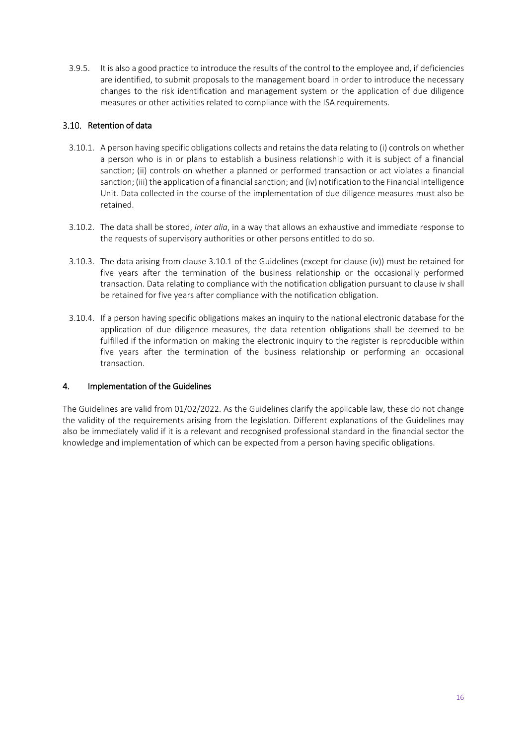3.9.5. It is also a good practice to introduce the results of the control to the employee and, if deficiencies are identified, to submit proposals to the management board in order to introduce the necessary changes to the risk identification and management system or the application of due diligence measures or other activities related to compliance with the ISA requirements.

## 3.10. Retention of data

3.10.1. A person having specific obligations collects and retains the data relating to (i) controls on whether a person who is in or plans to establish a business relationship with it is subject of a financial sanction; (ii) controls on whether a planned or performed transaction or act violates a financial sanction; (iii) the application of a financial sanction; and (iv) notification to the Financial Intelligence Unit. Data collected in the course of the implementation of due diligence measures must also be retained.

3.10.2. The data shall be stored, *inter alia*, in a way that allows an exhaustive and immediate response to the requests of supervisory authorities or other persons entitled to do so.

3.10.3. The data arising from clause 3.10.1 of the Guidelines (except for clause (iv)) must be retained for five years after the termination of the business relationship or the occasionally performed transaction. Data relating to compliance with the notification obligation pursuant to clause iv shall be retained for five years after compliance with the notification obligation.

3.10.4. If a person having specific obligations makes an inquiry to the national electronic database for the application of due diligence measures, the data retention obligations shall be deemed to be fulfilled if the information on making the electronic inquiry to the register is reproducible within five years after the termination of the business relationship or performing an occasional transaction.

# 4. Implementation of the Guidelines

The Guidelines are valid from 01/02/2022. As the Guidelines clarify the applicable law, these do not change the validity of the requirements arising from the legislation. Different explanations of the Guidelines may also be immediately valid if it is a relevant and recognised professional standard in the financial sector the knowledge and implementation of which can be expected from a person having specific obligations.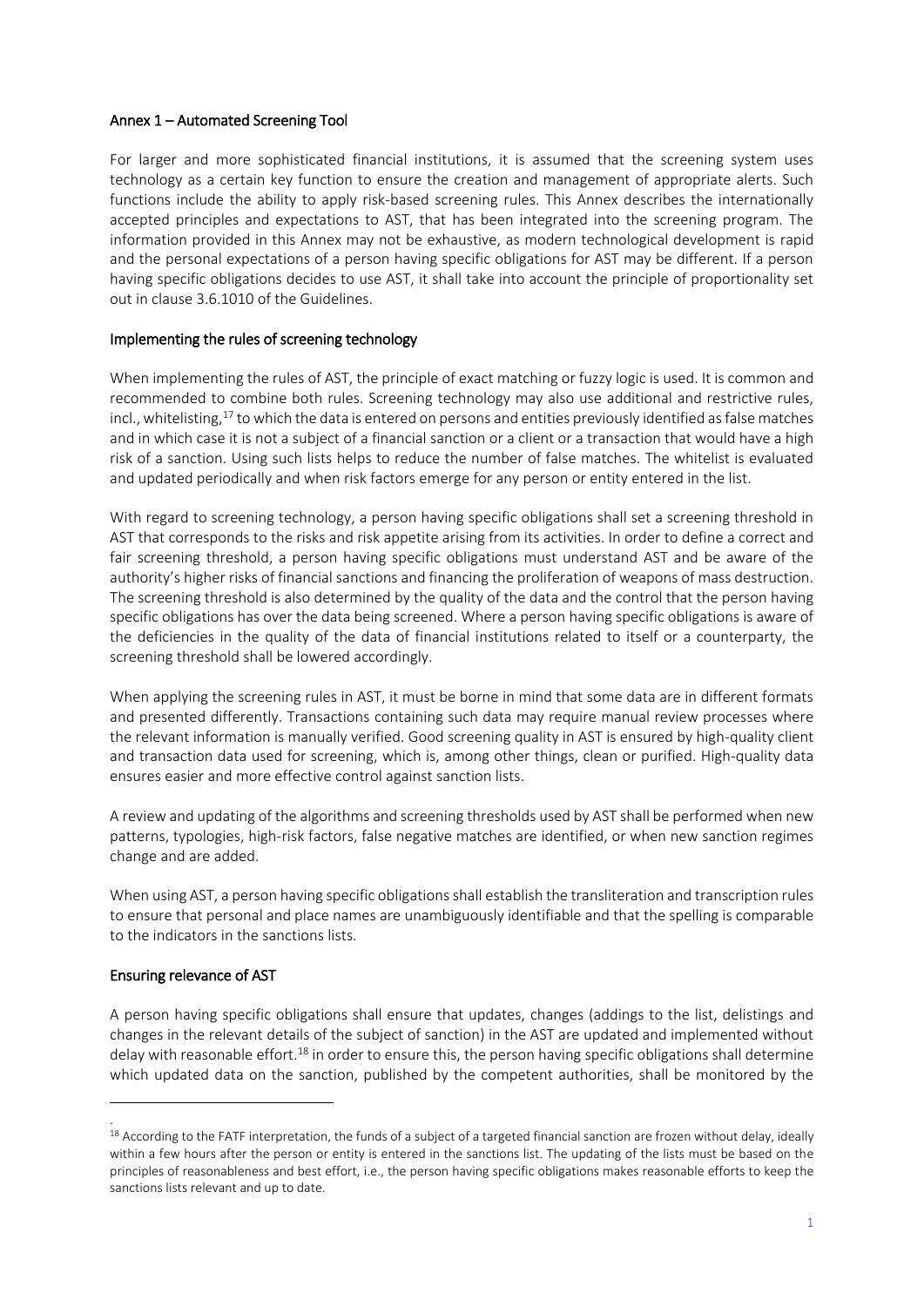## Annex 1 – Automated Screening Tool

For larger and more sophisticated financial institutions, it is assumed that the screening system uses technology as a certain key function to ensure the creation and management of appropriate alerts. Such functions include the ability to apply risk-based screening rules. This Annex describes the internationally accepted principles and expectations to AST, that has been integrated into the screening program. The information provided in this Annex may not be exhaustive, as modern technological development is rapid and the personal expectations of a person having specific obligations for AST may be different. If a person having specific obligations decides to use AST, it shall take into account the principle of proportionality set out in clause 3.6.1010 of the Guidelines.

### Implementing the rules of screening technology

When implementing the rules of AST, the principle of exact matching or fuzzy logic is used. It is common and recommended to combine both rules. Screening technology may also use additional and restrictive rules, incl., whitelisting,[17] to which the data is entered on persons and entities previously identified as false matches and in which case it is not a subject of a financial sanction or a client or a transaction that would have a high risk of a sanction. Using such lists helps to reduce the number of false matches. The whitelist is evaluated and updated periodically and when risk factors emerge for any person or entity entered in the list.

With regard to screening technology, a person having specific obligations shall set a screening threshold in AST that corresponds to the risks and risk appetite arising from its activities. In order to define a correct and fair screening threshold, a person having specific obligations must understand AST and be aware of the authority's higher risks of financial sanctions and financing the proliferation of weapons of mass destruction. The screening threshold is also determined by the quality of the data and the control that the person having specific obligations has over the data being screened. Where a person having specific obligations is aware of the deficiencies in the quality of the data of financial institutions related to itself or a counterparty, the screening threshold shall be lowered accordingly.

When applying the screening rules in AST, it must be borne in mind that some data are in different formats and presented differently. Transactions containing such data may require manual review processes where the relevant information is manually verified. Good screening quality in AST is ensured by high-quality client and transaction data used for screening, which is, among other things, clean or purified. High-quality data ensures easier and more effective control against sanction lists.

A review and updating of the algorithms and screening thresholds used by AST shall be performed when new patterns, typologies, high-risk factors, false negative matches are identified, or when new sanction regimes change and are added.

When using AST, a person having specific obligations shall establish the transliteration and transcription rules to ensure that personal and place names are unambiguously identifiable and that the spelling is comparable to the indicators in the sanctions lists.

### Ensuring relevance of AST

A person having specific obligations shall ensure that updates, changes (addings to the list, delistings and changes in the relevant details of the subject of sanction) in the AST are updated and implemented without delay with reasonable effort.[18] in order to ensure this, the person having specific obligations shall determine which updated data on the sanction, published by the competent authorities, shall be monitored by the

---

.

[18] According to the FATF interpretation, the funds of a subject of a targeted financial sanction are frozen without delay, ideally within a few hours after the person or entity is entered in the sanctions list. The updating of the lists must be based on the principles of reasonableness and best effort, i.e., the person having specific obligations makes reasonable efforts to keep the sanctions lists relevant and up to date.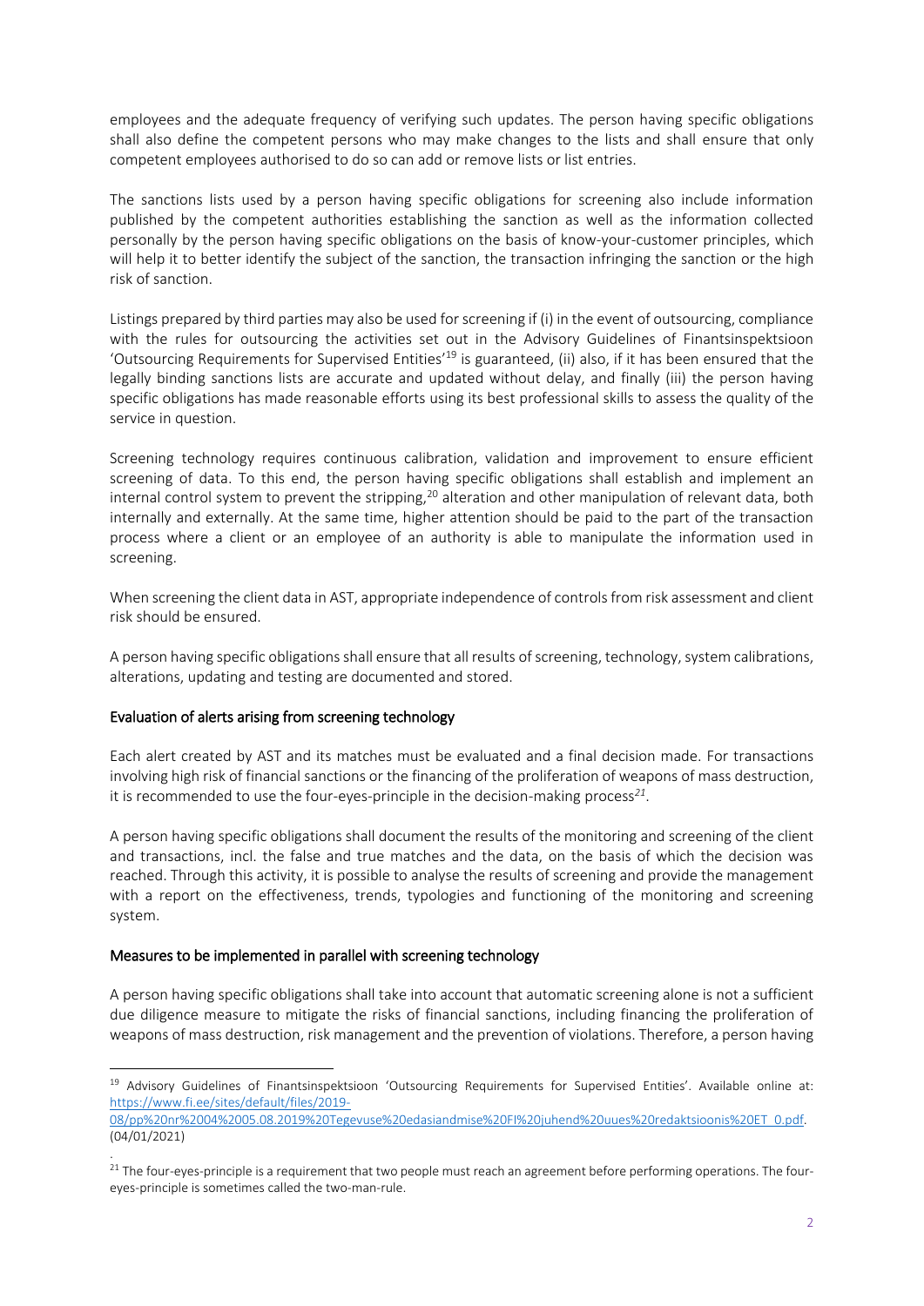employees and the adequate frequency of verifying such updates. The person having specific obligations shall also define the competent persons who may make changes to the lists and shall ensure that only competent employees authorised to do so can add or remove lists or list entries.

The sanctions lists used by a person having specific obligations for screening also include information published by the competent authorities establishing the sanction as well as the information collected personally by the person having specific obligations on the basis of know-your-customer principles, which will help it to better identify the subject of the sanction, the transaction infringing the sanction or the high risk of sanction.

Listings prepared by third parties may also be used for screening if (i) in the event of outsourcing, compliance with the rules for outsourcing the activities set out in the Advisory Guidelines of Finantsinspektsioon 'Outsourcing Requirements for Supervised Entities'[19] is guaranteed, (ii) also, if it has been ensured that the legally binding sanctions lists are accurate and updated without delay, and finally (iii) the person having specific obligations has made reasonable efforts using its best professional skills to assess the quality of the service in question.

Screening technology requires continuous calibration, validation and improvement to ensure efficient screening of data. To this end, the person having specific obligations shall establish and implement an internal control system to prevent the stripping,[20] alteration and other manipulation of relevant data, both internally and externally. At the same time, higher attention should be paid to the part of the transaction process where a client or an employee of an authority is able to manipulate the information used in screening.

When screening the client data in AST, appropriate independence of controls from risk assessment and client risk should be ensured.

A person having specific obligations shall ensure that all results of screening, technology, system calibrations, alterations, updating and testing are documented and stored.

### Evaluation of alerts arising from screening technology

Each alert created by AST and its matches must be evaluated and a final decision made. For transactions involving high risk of financial sanctions or the financing of the proliferation of weapons of mass destruction, it is recommended to use the four-eyes-principle in the decision-making process[21].

A person having specific obligations shall document the results of the monitoring and screening of the client and transactions, incl. the false and true matches and the data, on the basis of which the decision was reached. Through this activity, it is possible to analyse the results of screening and provide the management with a report on the effectiveness, trends, typologies and functioning of the monitoring and screening system.

### Measures to be implemented in parallel with screening technology

A person having specific obligations shall take into account that automatic screening alone is not a sufficient due diligence measure to mitigate the risks of financial sanctions, including financing the proliferation of weapons of mass destruction, risk management and the prevention of violations. Therefore, a person having

---

[19] Advisory Guidelines of Finantsinspektsioon 'Outsourcing Requirements for Supervised Entities'. Available online at: https://www.fi.ee/sites/default/files/2019-08/pp%20nr%2004%2005.08.2019%20Tegevuse%20edasiandmise%20FI%20juhend%20uues%20redaktsioonis%20ET_0.pdf. (04/01/2021)

.

[21] The four-eyes-principle is a requirement that two people must reach an agreement before performing operations. The four-eyes-principle is sometimes called the two-man-rule.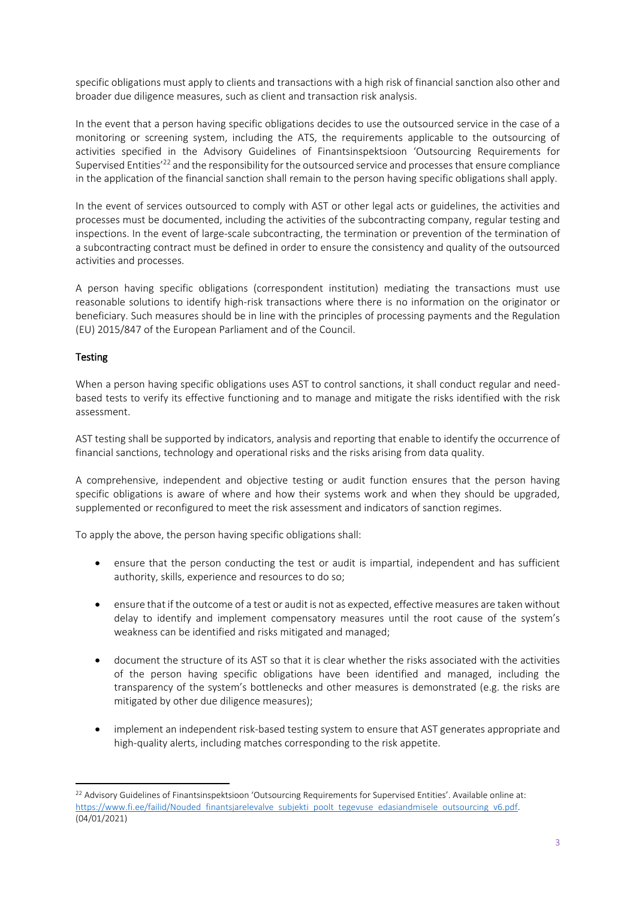specific obligations must apply to clients and transactions with a high risk of financial sanction also other and broader due diligence measures, such as client and transaction risk analysis.

In the event that a person having specific obligations decides to use the outsourced service in the case of a monitoring or screening system, including the ATS, the requirements applicable to the outsourcing of activities specified in the Advisory Guidelines of Finantsinspektsioon 'Outsourcing Requirements for Supervised Entities'[22] and the responsibility for the outsourced service and processes that ensure compliance in the application of the financial sanction shall remain to the person having specific obligations shall apply.

In the event of services outsourced to comply with AST or other legal acts or guidelines, the activities and processes must be documented, including the activities of the subcontracting company, regular testing and inspections. In the event of large-scale subcontracting, the termination or prevention of the termination of a subcontracting contract must be defined in order to ensure the consistency and quality of the outsourced activities and processes.

A person having specific obligations (correspondent institution) mediating the transactions must use reasonable solutions to identify high-risk transactions where there is no information on the originator or beneficiary. Such measures should be in line with the principles of processing payments and the Regulation (EU) 2015/847 of the European Parliament and of the Council.

## Testing

When a person having specific obligations uses AST to control sanctions, it shall conduct regular and need-based tests to verify its effective functioning and to manage and mitigate the risks identified with the risk assessment.

AST testing shall be supported by indicators, analysis and reporting that enable to identify the occurrence of financial sanctions, technology and operational risks and the risks arising from data quality.

A comprehensive, independent and objective testing or audit function ensures that the person having specific obligations is aware of where and how their systems work and when they should be upgraded, supplemented or reconfigured to meet the risk assessment and indicators of sanction regimes.

To apply the above, the person having specific obligations shall:

- ensure that the person conducting the test or audit is impartial, independent and has sufficient authority, skills, experience and resources to do so;
- ensure that if the outcome of a test or audit is not as expected, effective measures are taken without delay to identify and implement compensatory measures until the root cause of the system's weakness can be identified and risks mitigated and managed;
- document the structure of its AST so that it is clear whether the risks associated with the activities of the person having specific obligations have been identified and managed, including the transparency of the system's bottlenecks and other measures is demonstrated (e.g. the risks are mitigated by other due diligence measures);
- implement an independent risk-based testing system to ensure that AST generates appropriate and high-quality alerts, including matches corresponding to the risk appetite.

[22] Advisory Guidelines of Finantsinspektsioon 'Outsourcing Requirements for Supervised Entities'. Available online at: https://www.fi.ee/failid/Nouded_finantsjarelevalve_subjekti_poolt_tegevuse_edasiandmisele_outsourcing_v6.pdf. (04/01/2021)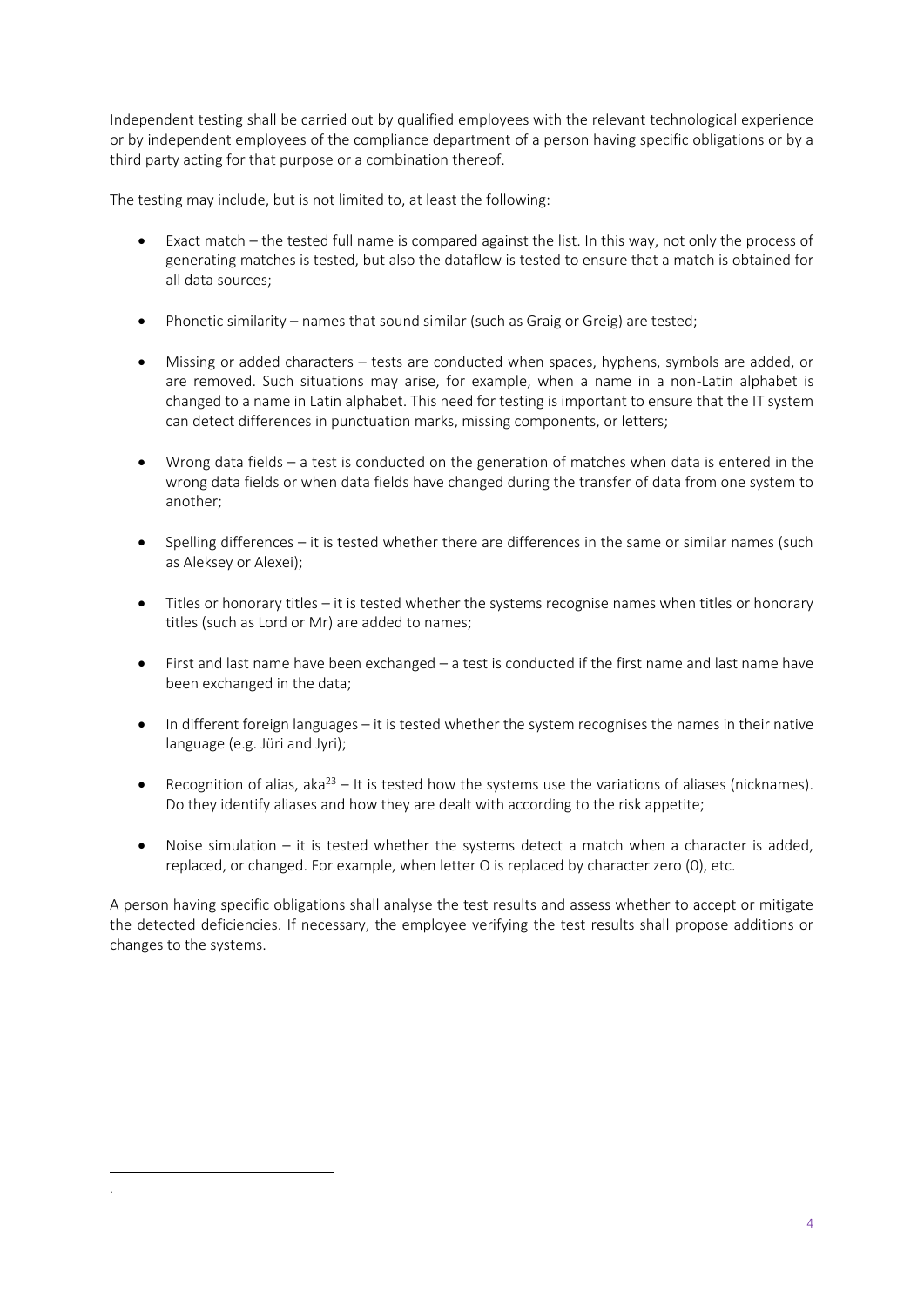Independent testing shall be carried out by qualified employees with the relevant technological experience or by independent employees of the compliance department of a person having specific obligations or by a third party acting for that purpose or a combination thereof.

The testing may include, but is not limited to, at least the following:

- Exact match – the tested full name is compared against the list. In this way, not only the process of generating matches is tested, but also the dataflow is tested to ensure that a match is obtained for all data sources;
- Phonetic similarity – names that sound similar (such as Graig or Greig) are tested;
- Missing or added characters – tests are conducted when spaces, hyphens, symbols are added, or are removed. Such situations may arise, for example, when a name in a non-Latin alphabet is changed to a name in Latin alphabet. This need for testing is important to ensure that the IT system can detect differences in punctuation marks, missing components, or letters;
- Wrong data fields – a test is conducted on the generation of matches when data is entered in the wrong data fields or when data fields have changed during the transfer of data from one system to another;
- Spelling differences – it is tested whether there are differences in the same or similar names (such as Aleksey or Alexei);
- Titles or honorary titles – it is tested whether the systems recognise names when titles or honorary titles (such as Lord or Mr) are added to names;
- First and last name have been exchanged – a test is conducted if the first name and last name have been exchanged in the data;
- In different foreign languages – it is tested whether the system recognises the names in their native language (e.g. Jüri and Jyri);
- Recognition of alias, aka[23] – It is tested how the systems use the variations of aliases (nicknames). Do they identify aliases and how they are dealt with according to the risk appetite;
- Noise simulation – it is tested whether the systems detect a match when a character is added, replaced, or changed. For example, when letter O is replaced by character zero (0), etc.

A person having specific obligations shall analyse the test results and assess whether to accept or mitigate the detected deficiencies. If necessary, the employee verifying the test results shall propose additions or changes to the systems.

.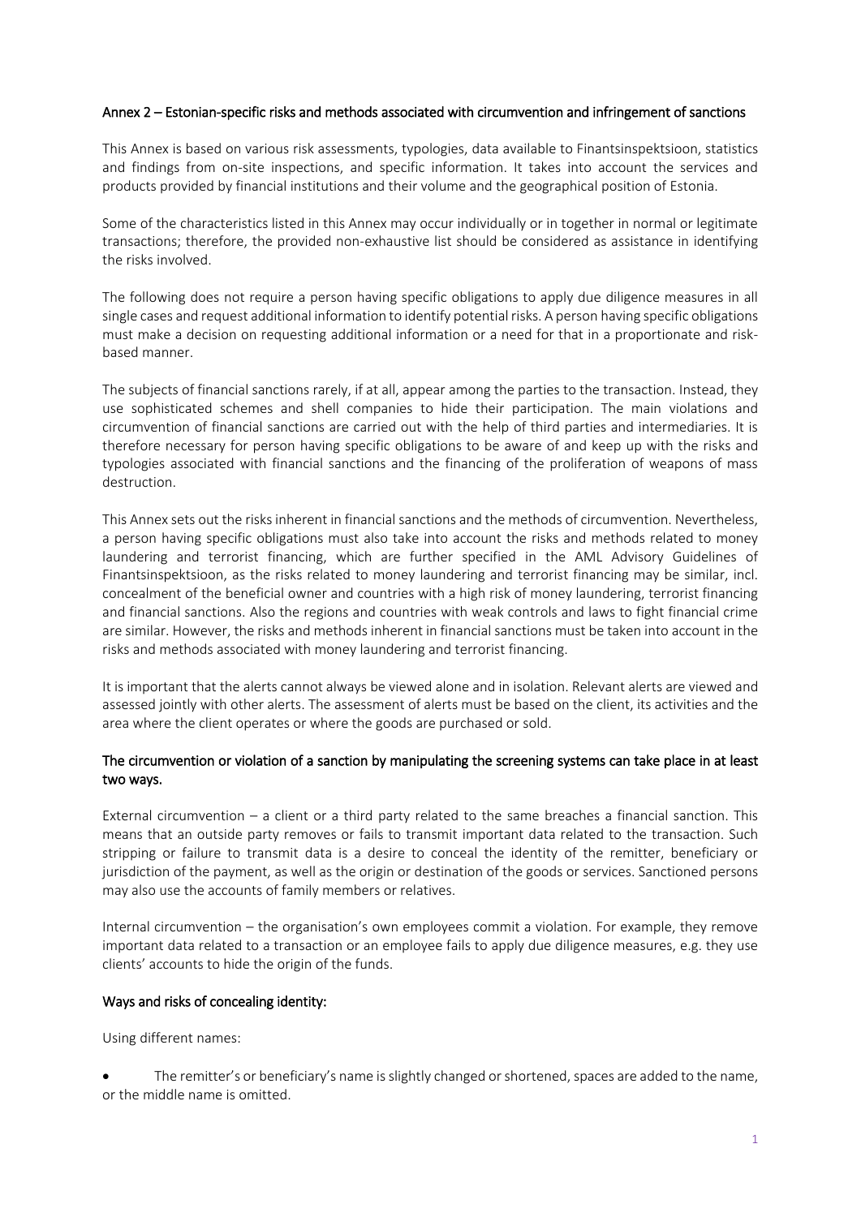## Annex 2 – Estonian-specific risks and methods associated with circumvention and infringement of sanctions

This Annex is based on various risk assessments, typologies, data available to Finantsinspektsioon, statistics and findings from on-site inspections, and specific information. It takes into account the services and products provided by financial institutions and their volume and the geographical position of Estonia.

Some of the characteristics listed in this Annex may occur individually or in together in normal or legitimate transactions; therefore, the provided non-exhaustive list should be considered as assistance in identifying the risks involved.

The following does not require a person having specific obligations to apply due diligence measures in all single cases and request additional information to identify potential risks. A person having specific obligations must make a decision on requesting additional information or a need for that in a proportionate and risk-based manner.

The subjects of financial sanctions rarely, if at all, appear among the parties to the transaction. Instead, they use sophisticated schemes and shell companies to hide their participation. The main violations and circumvention of financial sanctions are carried out with the help of third parties and intermediaries. It is therefore necessary for person having specific obligations to be aware of and keep up with the risks and typologies associated with financial sanctions and the financing of the proliferation of weapons of mass destruction.

This Annex sets out the risks inherent in financial sanctions and the methods of circumvention. Nevertheless, a person having specific obligations must also take into account the risks and methods related to money laundering and terrorist financing, which are further specified in the AML Advisory Guidelines of Finantsinspektsioon, as the risks related to money laundering and terrorist financing may be similar, incl. concealment of the beneficial owner and countries with a high risk of money laundering, terrorist financing and financial sanctions. Also the regions and countries with weak controls and laws to fight financial crime are similar. However, the risks and methods inherent in financial sanctions must be taken into account in the risks and methods associated with money laundering and terrorist financing.

It is important that the alerts cannot always be viewed alone and in isolation. Relevant alerts are viewed and assessed jointly with other alerts. The assessment of alerts must be based on the client, its activities and the area where the client operates or where the goods are purchased or sold.

### The circumvention or violation of a sanction by manipulating the screening systems can take place in at least two ways.

External circumvention – a client or a third party related to the same breaches a financial sanction. This means that an outside party removes or fails to transmit important data related to the transaction. Such stripping or failure to transmit data is a desire to conceal the identity of the remitter, beneficiary or jurisdiction of the payment, as well as the origin or destination of the goods or services. Sanctioned persons may also use the accounts of family members or relatives.

Internal circumvention – the organisation's own employees commit a violation. For example, they remove important data related to a transaction or an employee fails to apply due diligence measures, e.g. they use clients' accounts to hide the origin of the funds.

### Ways and risks of concealing identity:

Using different names:

- The remitter's or beneficiary's name is slightly changed or shortened, spaces are added to the name, or the middle name is omitted.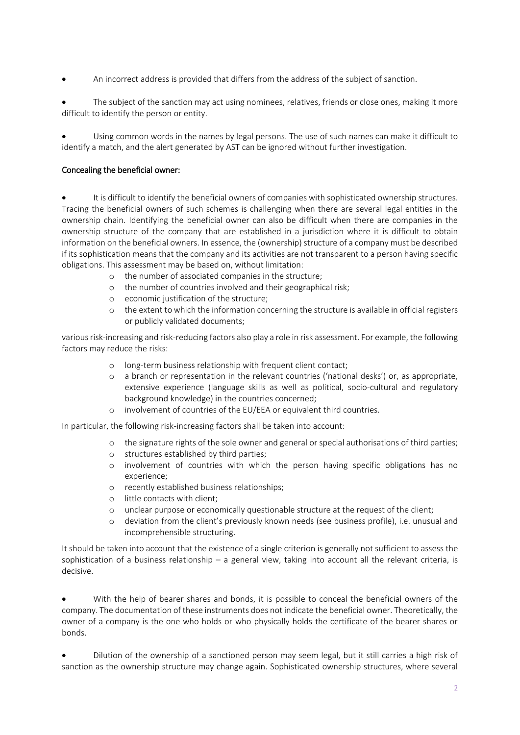- An incorrect address is provided that differs from the address of the subject of sanction.

- The subject of the sanction may act using nominees, relatives, friends or close ones, making it more difficult to identify the person or entity.

- Using common words in the names by legal persons. The use of such names can make it difficult to identify a match, and the alert generated by AST can be ignored without further investigation.

Concealing the beneficial owner:

- It is difficult to identify the beneficial owners of companies with sophisticated ownership structures. Tracing the beneficial owners of such schemes is challenging when there are several legal entities in the ownership chain. Identifying the beneficial owner can also be difficult when there are companies in the ownership structure of the company that are established in a jurisdiction where it is difficult to obtain information on the beneficial owners. In essence, the (ownership) structure of a company must be described if its sophistication means that the company and its activities are not transparent to a person having specific obligations. This assessment may be based on, without limitation:
  - the number of associated companies in the structure;
  - the number of countries involved and their geographical risk;
  - economic justification of the structure;
  - the extent to which the information concerning the structure is available in official registers or publicly validated documents;

various risk-increasing and risk-reducing factors also play a role in risk assessment. For example, the following factors may reduce the risks:

- long-term business relationship with frequent client contact;
- a branch or representation in the relevant countries ('national desks') or, as appropriate, extensive experience (language skills as well as political, socio-cultural and regulatory background knowledge) in the countries concerned;
- involvement of countries of the EU/EEA or equivalent third countries.

In particular, the following risk-increasing factors shall be taken into account:

- the signature rights of the sole owner and general or special authorisations of third parties;
- structures established by third parties;
- involvement of countries with which the person having specific obligations has no experience;
- recently established business relationships;
- little contacts with client;
- unclear purpose or economically questionable structure at the request of the client;
- deviation from the client's previously known needs (see business profile), i.e. unusual and incomprehensible structuring.

It should be taken into account that the existence of a single criterion is generally not sufficient to assess the sophistication of a business relationship – a general view, taking into account all the relevant criteria, is decisive.

- With the help of bearer shares and bonds, it is possible to conceal the beneficial owners of the company. The documentation of these instruments does not indicate the beneficial owner. Theoretically, the owner of a company is the one who holds or who physically holds the certificate of the bearer shares or bonds.

- Dilution of the ownership of a sanctioned person may seem legal, but it still carries a high risk of sanction as the ownership structure may change again. Sophisticated ownership structures, where several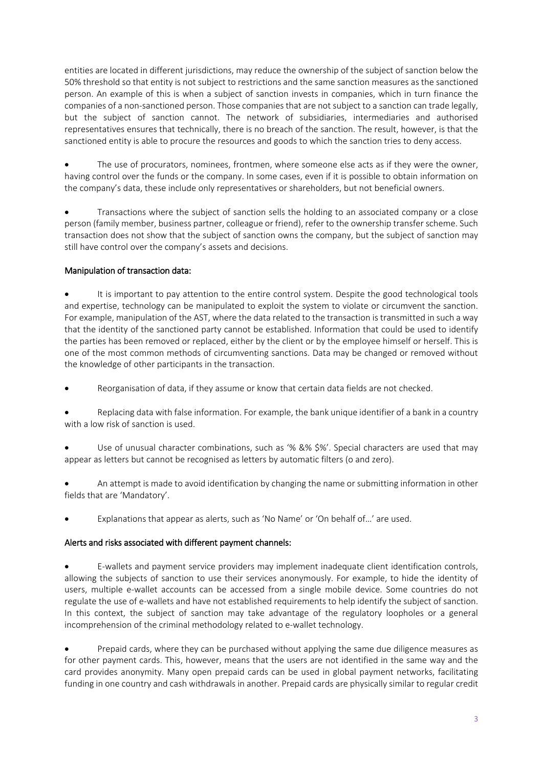entities are located in different jurisdictions, may reduce the ownership of the subject of sanction below the 50% threshold so that entity is not subject to restrictions and the same sanction measures as the sanctioned person. An example of this is when a subject of sanction invests in companies, which in turn finance the companies of a non-sanctioned person. Those companies that are not subject to a sanction can trade legally, but the subject of sanction cannot. The network of subsidiaries, intermediaries and authorised representatives ensures that technically, there is no breach of the sanction. The result, however, is that the sanctioned entity is able to procure the resources and goods to which the sanction tries to deny access.

- The use of procurators, nominees, frontmen, where someone else acts as if they were the owner, having control over the funds or the company. In some cases, even if it is possible to obtain information on the company's data, these include only representatives or shareholders, but not beneficial owners.

- Transactions where the subject of sanction sells the holding to an associated company or a close person (family member, business partner, colleague or friend), refer to the ownership transfer scheme. Such transaction does not show that the subject of sanction owns the company, but the subject of sanction may still have control over the company's assets and decisions.

<u>Manipulation of transaction data:</u>

- It is important to pay attention to the entire control system. Despite the good technological tools and expertise, technology can be manipulated to exploit the system to violate or circumvent the sanction. For example, manipulation of the AST, where the data related to the transaction is transmitted in such a way that the identity of the sanctioned party cannot be established. Information that could be used to identify the parties has been removed or replaced, either by the client or by the employee himself or herself. This is one of the most common methods of circumventing sanctions. Data may be changed or removed without the knowledge of other participants in the transaction.

- Reorganisation of data, if they assume or know that certain data fields are not checked.

- Replacing data with false information. For example, the bank unique identifier of a bank in a country with a low risk of sanction is used.

- Use of unusual character combinations, such as '% &% $%'. Special characters are used that may appear as letters but cannot be recognised as letters by automatic filters (o and zero).

- An attempt is made to avoid identification by changing the name or submitting information in other fields that are 'Mandatory'.

- Explanations that appear as alerts, such as 'No Name' or 'On behalf of…' are used.

<u>Alerts and risks associated with different payment channels:</u>

- E-wallets and payment service providers may implement inadequate client identification controls, allowing the subjects of sanction to use their services anonymously. For example, to hide the identity of users, multiple e-wallet accounts can be accessed from a single mobile device. Some countries do not regulate the use of e-wallets and have not established requirements to help identify the subject of sanction. In this context, the subject of sanction may take advantage of the regulatory loopholes or a general incomprehension of the criminal methodology related to e-wallet technology.

- Prepaid cards, where they can be purchased without applying the same due diligence measures as for other payment cards. This, however, means that the users are not identified in the same way and the card provides anonymity. Many open prepaid cards can be used in global payment networks, facilitating funding in one country and cash withdrawals in another. Prepaid cards are physically similar to regular credit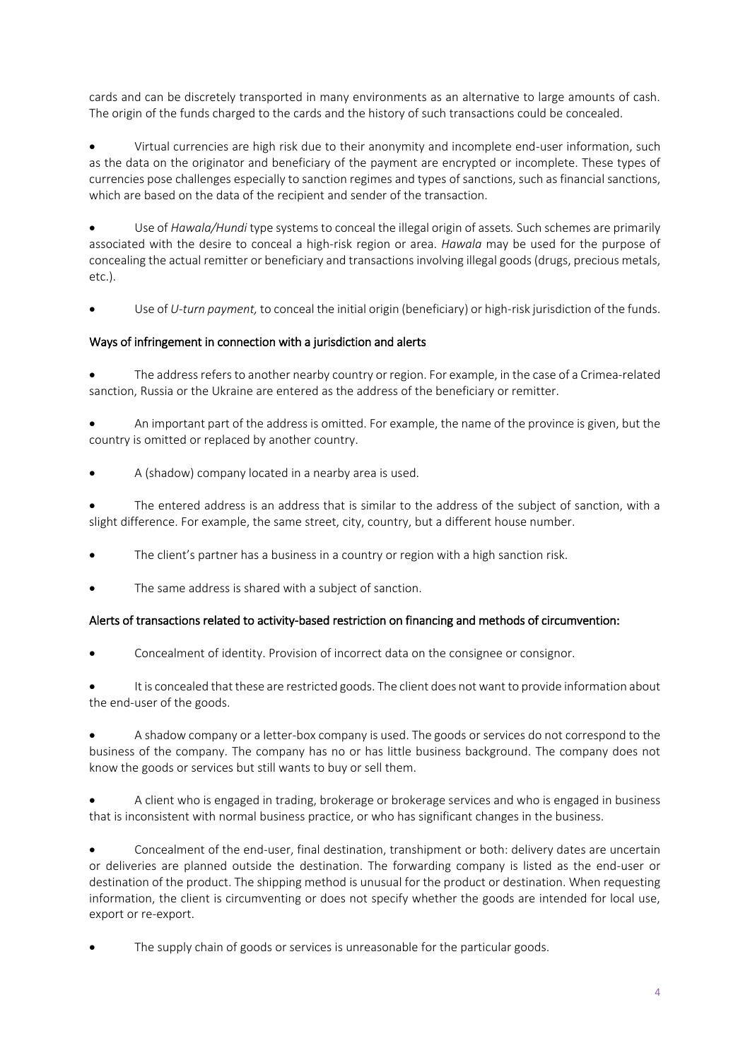cards and can be discretely transported in many environments as an alternative to large amounts of cash. The origin of the funds charged to the cards and the history of such transactions could be concealed.

- Virtual currencies are high risk due to their anonymity and incomplete end-user information, such as the data on the originator and beneficiary of the payment are encrypted or incomplete. These types of currencies pose challenges especially to sanction regimes and types of sanctions, such as financial sanctions, which are based on the data of the recipient and sender of the transaction.

- Use of *Hawala/Hundi* type systems to conceal the illegal origin of assets. Such schemes are primarily associated with the desire to conceal a high-risk region or area. *Hawala* may be used for the purpose of concealing the actual remitter or beneficiary and transactions involving illegal goods (drugs, precious metals, etc.).

- Use of *U-turn payment,* to conceal the initial origin (beneficiary) or high-risk jurisdiction of the funds.

### Ways of infringement in connection with a jurisdiction and alerts

- The address refers to another nearby country or region. For example, in the case of a Crimea-related sanction, Russia or the Ukraine are entered as the address of the beneficiary or remitter.

- An important part of the address is omitted. For example, the name of the province is given, but the country is omitted or replaced by another country.

- A (shadow) company located in a nearby area is used.

- The entered address is an address that is similar to the address of the subject of sanction, with a slight difference. For example, the same street, city, country, but a different house number.

- The client's partner has a business in a country or region with a high sanction risk.

- The same address is shared with a subject of sanction.

### Alerts of transactions related to activity-based restriction on financing and methods of circumvention:

- Concealment of identity. Provision of incorrect data on the consignee or consignor.

- It is concealed that these are restricted goods. The client does not want to provide information about the end-user of the goods.

- A shadow company or a letter-box company is used. The goods or services do not correspond to the business of the company. The company has no or has little business background. The company does not know the goods or services but still wants to buy or sell them.

- A client who is engaged in trading, brokerage or brokerage services and who is engaged in business that is inconsistent with normal business practice, or who has significant changes in the business.

- Concealment of the end-user, final destination, transhipment or both: delivery dates are uncertain or deliveries are planned outside the destination. The forwarding company is listed as the end-user or destination of the product. The shipping method is unusual for the product or destination. When requesting information, the client is circumventing or does not specify whether the goods are intended for local use, export or re-export.

- The supply chain of goods or services is unreasonable for the particular goods.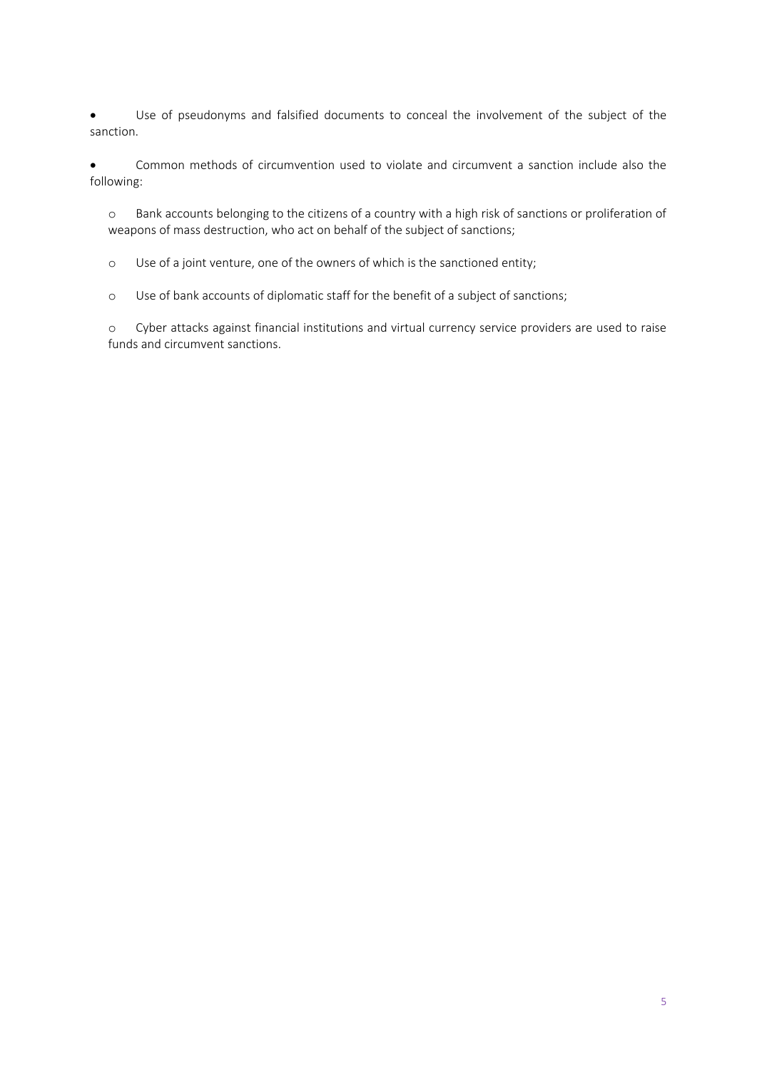- Use of pseudonyms and falsified documents to conceal the involvement of the subject of the sanction.

- Common methods of circumvention used to violate and circumvent a sanction include also the following:

  - Bank accounts belonging to the citizens of a country with a high risk of sanctions or proliferation of weapons of mass destruction, who act on behalf of the subject of sanctions;

  - Use of a joint venture, one of the owners of which is the sanctioned entity;

  - Use of bank accounts of diplomatic staff for the benefit of a subject of sanctions;

  - Cyber attacks against financial institutions and virtual currency service providers are used to raise funds and circumvent sanctions.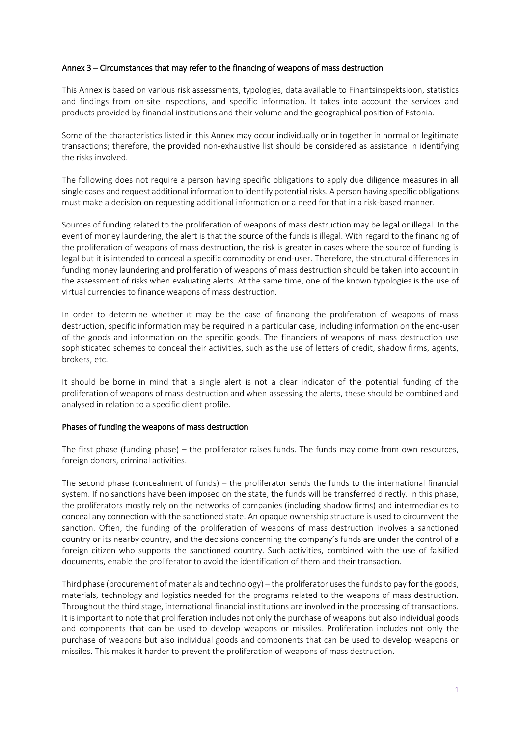## Annex 3 – Circumstances that may refer to the financing of weapons of mass destruction

This Annex is based on various risk assessments, typologies, data available to Finantsinspektsioon, statistics and findings from on-site inspections, and specific information. It takes into account the services and products provided by financial institutions and their volume and the geographical position of Estonia.

Some of the characteristics listed in this Annex may occur individually or in together in normal or legitimate transactions; therefore, the provided non-exhaustive list should be considered as assistance in identifying the risks involved.

The following does not require a person having specific obligations to apply due diligence measures in all single cases and request additional information to identify potential risks. A person having specific obligations must make a decision on requesting additional information or a need for that in a risk-based manner.

Sources of funding related to the proliferation of weapons of mass destruction may be legal or illegal. In the event of money laundering, the alert is that the source of the funds is illegal. With regard to the financing of the proliferation of weapons of mass destruction, the risk is greater in cases where the source of funding is legal but it is intended to conceal a specific commodity or end-user. Therefore, the structural differences in funding money laundering and proliferation of weapons of mass destruction should be taken into account in the assessment of risks when evaluating alerts. At the same time, one of the known typologies is the use of virtual currencies to finance weapons of mass destruction.

In order to determine whether it may be the case of financing the proliferation of weapons of mass destruction, specific information may be required in a particular case, including information on the end-user of the goods and information on the specific goods. The financiers of weapons of mass destruction use sophisticated schemes to conceal their activities, such as the use of letters of credit, shadow firms, agents, brokers, etc.

It should be borne in mind that a single alert is not a clear indicator of the potential funding of the proliferation of weapons of mass destruction and when assessing the alerts, these should be combined and analysed in relation to a specific client profile.

### Phases of funding the weapons of mass destruction

The first phase (funding phase) – the proliferator raises funds. The funds may come from own resources, foreign donors, criminal activities.

The second phase (concealment of funds) – the proliferator sends the funds to the international financial system. If no sanctions have been imposed on the state, the funds will be transferred directly. In this phase, the proliferators mostly rely on the networks of companies (including shadow firms) and intermediaries to conceal any connection with the sanctioned state. An opaque ownership structure is used to circumvent the sanction. Often, the funding of the proliferation of weapons of mass destruction involves a sanctioned country or its nearby country, and the decisions concerning the company's funds are under the control of a foreign citizen who supports the sanctioned country. Such activities, combined with the use of falsified documents, enable the proliferator to avoid the identification of them and their transaction.

Third phase (procurement of materials and technology) – the proliferator uses the funds to pay for the goods, materials, technology and logistics needed for the programs related to the weapons of mass destruction. Throughout the third stage, international financial institutions are involved in the processing of transactions. It is important to note that proliferation includes not only the purchase of weapons but also individual goods and components that can be used to develop weapons or missiles. Proliferation includes not only the purchase of weapons but also individual goods and components that can be used to develop weapons or missiles. This makes it harder to prevent the proliferation of weapons of mass destruction.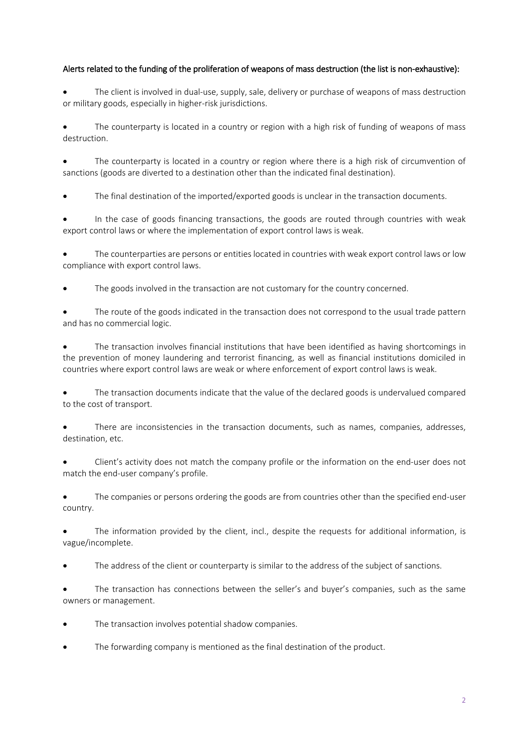Alerts related to the funding of the proliferation of weapons of mass destruction (the list is non-exhaustive):

- The client is involved in dual-use, supply, sale, delivery or purchase of weapons of mass destruction or military goods, especially in higher-risk jurisdictions.
- The counterparty is located in a country or region with a high risk of funding of weapons of mass destruction.
- The counterparty is located in a country or region where there is a high risk of circumvention of sanctions (goods are diverted to a destination other than the indicated final destination).
- The final destination of the imported/exported goods is unclear in the transaction documents.
- In the case of goods financing transactions, the goods are routed through countries with weak export control laws or where the implementation of export control laws is weak.
- The counterparties are persons or entities located in countries with weak export control laws or low compliance with export control laws.
- The goods involved in the transaction are not customary for the country concerned.
- The route of the goods indicated in the transaction does not correspond to the usual trade pattern and has no commercial logic.
- The transaction involves financial institutions that have been identified as having shortcomings in the prevention of money laundering and terrorist financing, as well as financial institutions domiciled in countries where export control laws are weak or where enforcement of export control laws is weak.
- The transaction documents indicate that the value of the declared goods is undervalued compared to the cost of transport.
- There are inconsistencies in the transaction documents, such as names, companies, addresses, destination, etc.
- Client's activity does not match the company profile or the information on the end-user does not match the end-user company's profile.
- The companies or persons ordering the goods are from countries other than the specified end-user country.
- The information provided by the client, incl., despite the requests for additional information, is vague/incomplete.
- The address of the client or counterparty is similar to the address of the subject of sanctions.
- The transaction has connections between the seller's and buyer's companies, such as the same owners or management.
- The transaction involves potential shadow companies.
- The forwarding company is mentioned as the final destination of the product.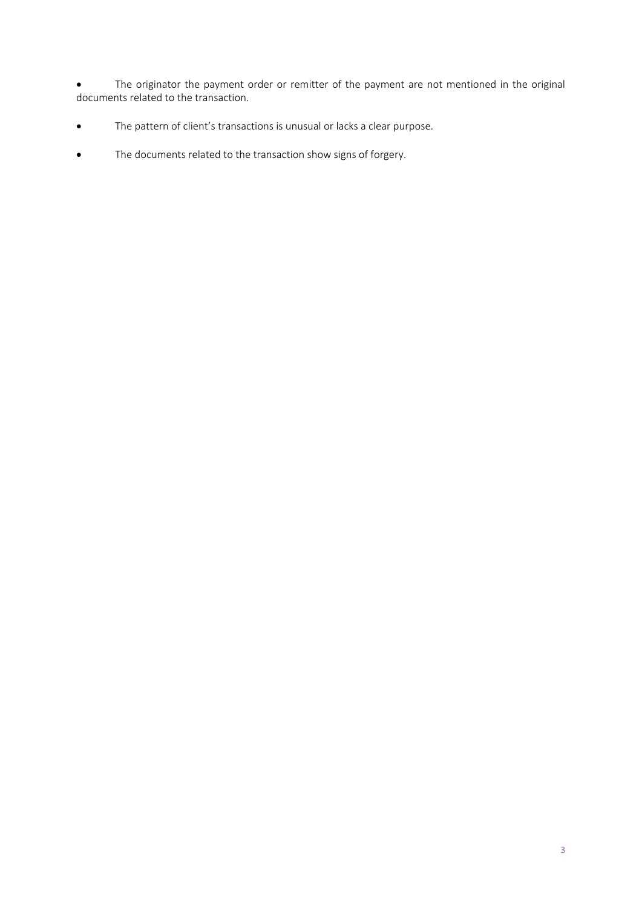- The originator the payment order or remitter of the payment are not mentioned in the original documents related to the transaction.
- The pattern of client's transactions is unusual or lacks a clear purpose.
- The documents related to the transaction show signs of forgery.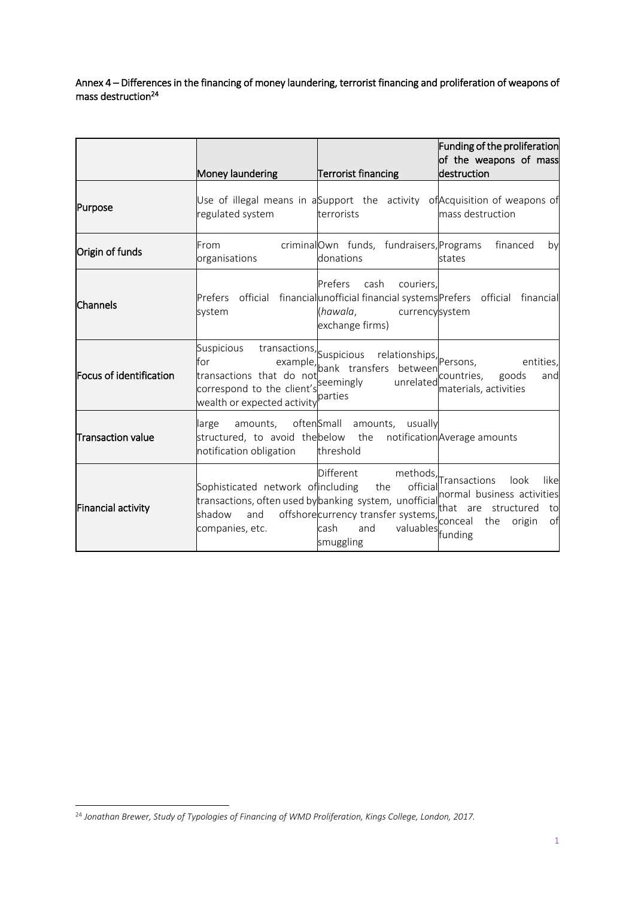Annex 4 – Differences in the financing of money laundering, terrorist financing and proliferation of weapons of mass destruction[24]

| | Money laundering | Terrorist financing | Funding of the proliferation of the weapons of mass destruction |
|---|---|---|---|
| Purpose | Use of illegal means in a regulated system | Support the activity of terrorists | Acquisition of weapons of mass destruction |
| Origin of funds | From criminal organisations | Own funds, fundraisers, donations | Programs financed by states |
| Channels | Prefers official financial system | Prefers cash couriers, unofficial financial systems (*hawala*, currency exchange firms) | Prefers official financial system |
| Focus of identification | Suspicious transactions, for example, transactions that do not correspond to the client's wealth or expected activity | Suspicious relationships, bank transfers between seemingly unrelated parties | Persons, entities, countries, goods and materials, activities |
| Transaction value | large amounts, often structured, to avoid the notification obligation | Small amounts, usually below the notification threshold | Average amounts |
| Financial activity | Sophisticated network of transactions, often used by shadow and offshore companies, etc. | Different methods, including the official banking system, unofficial currency transfer systems, cash and valuables smuggling | Transactions look like normal business activities that are structured to conceal the origin of funding |

[24] *Jonathan Brewer, Study of Typologies of Financing of WMD Proliferation, Kings College, London, 2017.*